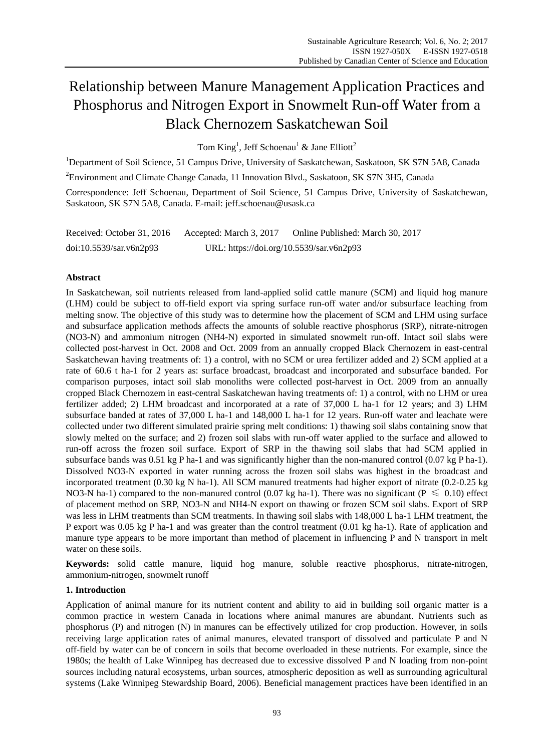# Relationship between Manure Management Application Practices and Phosphorus and Nitrogen Export in Snowmelt Run-off Water from a Black Chernozem Saskatchewan Soil

Tom King[1], Jeff Schoenau[1] & Jane Elliott[2]

[1]Department of Soil Science, 51 Campus Drive, University of Saskatchewan, Saskatoon, SK S7N 5A8, Canada

[2]Environment and Climate Change Canada, 11 Innovation Blvd., Saskatoon, SK S7N 3H5, Canada

Correspondence: Jeff Schoenau, Department of Soil Science, 51 Campus Drive, University of Saskatchewan, Saskatoon, SK S7N 5A8, Canada. E-mail: jeff.schoenau@usask.ca

Received: October 31, 2016 Accepted: March 3, 2017 Online Published: March 30, 2017

doi:10.5539/sar.v6n2p93 URL: https://doi.org/10.5539/sar.v6n2p93

**Abstract**

In Saskatchewan, soil nutrients released from land-applied solid cattle manure (SCM) and liquid hog manure (LHM) could be subject to off-field export via spring surface run-off water and/or subsurface leaching from melting snow. The objective of this study was to determine how the placement of SCM and LHM using surface and subsurface application methods affects the amounts of soluble reactive phosphorus (SRP), nitrate-nitrogen ($NO_3$-N) and ammonium nitrogen ($NH_4$-N) exported in simulated snowmelt run-off. Intact soil slabs were collected post-harvest in Oct. 2008 and Oct. 2009 from an annually cropped Black Chernozem in east-central Saskatchewan having treatments of: 1) a control, with no SCM or urea fertilizer added and 2) SCM applied at a rate of 60.6 t ha-1 for 2 years as: surface broadcast, broadcast and incorporated and subsurface banded. For comparison purposes, intact soil slab monoliths were collected post-harvest in Oct. 2009 from an annually cropped Black Chernozem in east-central Saskatchewan having treatments of: 1) a control, with no LHM or urea fertilizer added; 2) LHM broadcast and incorporated at a rate of 37,000 L ha-1 for 12 years; and 3) LHM subsurface banded at rates of 37,000 L ha-1 and 148,000 L ha-1 for 12 years. Run-off water and leachate were collected under two different simulated prairie spring melt conditions: 1) thawing soil slabs containing snow that slowly melted on the surface; and 2) frozen soil slabs with run-off water applied to the surface and allowed to run-off across the frozen soil surface. Export of SRP in the thawing soil slabs that had SCM applied in subsurface bands was 0.51 kg P ha-1 and was significantly higher than the non-manured control (0.07 kg P ha-1). Dissolved $NO_3$-N exported in water running across the frozen soil slabs was highest in the broadcast and incorporated treatment (0.30 kg N ha-1). All SCM manured treatments had higher export of nitrate (0.2-0.25 kg $NO_3$-N ha-1) compared to the non-manured control (0.07 kg ha-1). There was no significant ($P \leqslant 0.10$) effect of placement method on SRP, $NO_3$-N and $NH_4$-N export on thawing or frozen SCM soil slabs. Export of SRP was less in LHM treatments than SCM treatments. In thawing soil slabs with 148,000 L ha-1 LHM treatment, the P export was 0.05 kg P ha-1 and was greater than the control treatment (0.01 kg ha-1). Rate of application and manure type appears to be more important than method of placement in influencing P and N transport in melt water on these soils.

**Keywords:** solid cattle manure, liquid hog manure, soluble reactive phosphorus, nitrate-nitrogen, ammonium-nitrogen, snowmelt runoff

## 1. Introduction

Application of animal manure for its nutrient content and ability to aid in building soil organic matter is a common practice in western Canada in locations where animal manures are abundant. Nutrients such as phosphorus (P) and nitrogen (N) in manures can be effectively utilized for crop production. However, in soils receiving large application rates of animal manures, elevated transport of dissolved and particulate P and N off-field by water can be of concern in soils that become overloaded in these nutrients. For example, since the 1980s; the health of Lake Winnipeg has decreased due to excessive dissolved P and N loading from non-point sources including natural ecosystems, urban sources, atmospheric deposition as well as surrounding agricultural systems (Lake Winnipeg Stewardship Board, 2006). Beneficial management practices have been identified in an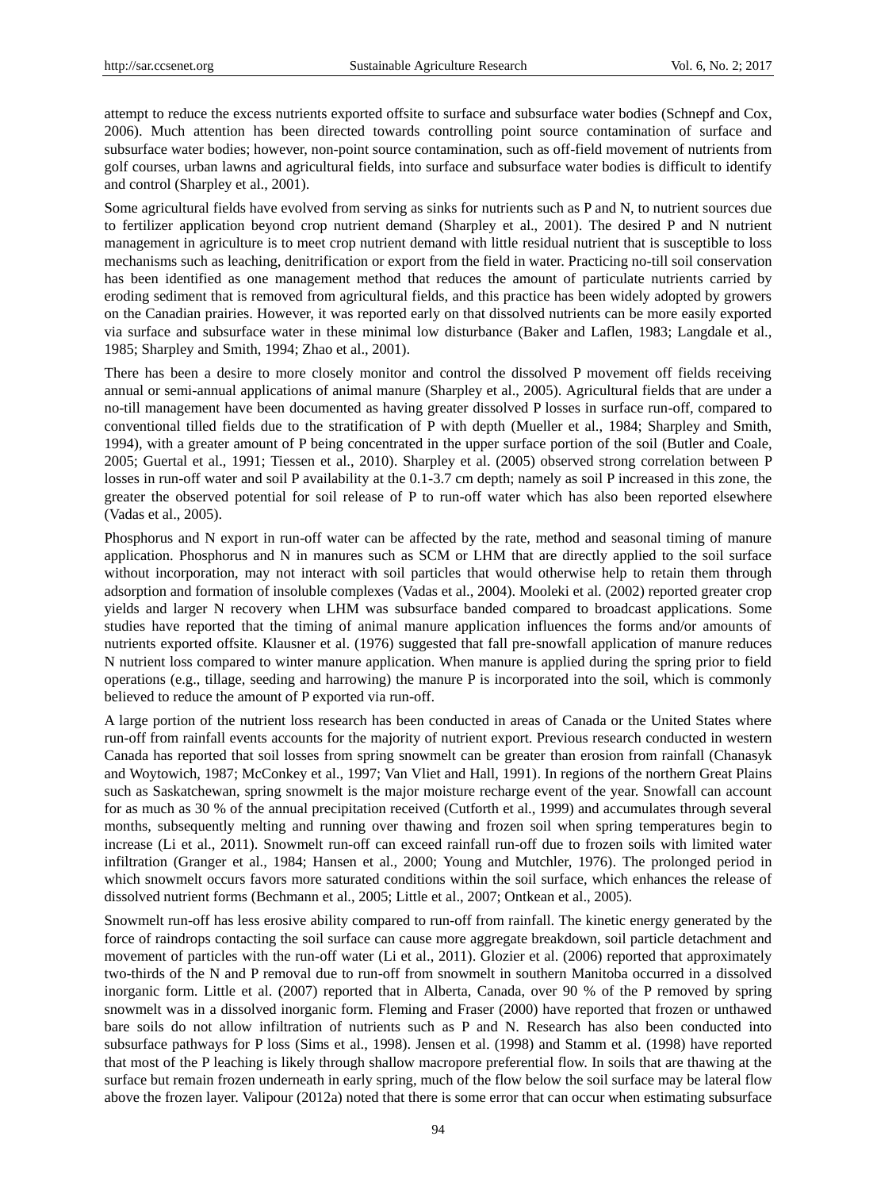attempt to reduce the excess nutrients exported offsite to surface and subsurface water bodies (Schnepf and Cox, 2006). Much attention has been directed towards controlling point source contamination of surface and subsurface water bodies; however, non-point source contamination, such as off-field movement of nutrients from golf courses, urban lawns and agricultural fields, into surface and subsurface water bodies is difficult to identify and control (Sharpley et al., 2001).

Some agricultural fields have evolved from serving as sinks for nutrients such as P and N, to nutrient sources due to fertilizer application beyond crop nutrient demand (Sharpley et al., 2001). The desired P and N nutrient management in agriculture is to meet crop nutrient demand with little residual nutrient that is susceptible to loss mechanisms such as leaching, denitrification or export from the field in water. Practicing no-till soil conservation has been identified as one management method that reduces the amount of particulate nutrients carried by eroding sediment that is removed from agricultural fields, and this practice has been widely adopted by growers on the Canadian prairies. However, it was reported early on that dissolved nutrients can be more easily exported via surface and subsurface water in these minimal low disturbance (Baker and Laflen, 1983; Langdale et al., 1985; Sharpley and Smith, 1994; Zhao et al., 2001).

There has been a desire to more closely monitor and control the dissolved P movement off fields receiving annual or semi-annual applications of animal manure (Sharpley et al., 2005). Agricultural fields that are under a no-till management have been documented as having greater dissolved P losses in surface run-off, compared to conventional tilled fields due to the stratification of P with depth (Mueller et al., 1984; Sharpley and Smith, 1994), with a greater amount of P being concentrated in the upper surface portion of the soil (Butler and Coale, 2005; Guertal et al., 1991; Tiessen et al., 2010). Sharpley et al. (2005) observed strong correlation between P losses in run-off water and soil P availability at the 0.1-3.7 cm depth; namely as soil P increased in this zone, the greater the observed potential for soil release of P to run-off water which has also been reported elsewhere (Vadas et al., 2005).

Phosphorus and N export in run-off water can be affected by the rate, method and seasonal timing of manure application. Phosphorus and N in manures such as SCM or LHM that are directly applied to the soil surface without incorporation, may not interact with soil particles that would otherwise help to retain them through adsorption and formation of insoluble complexes (Vadas et al., 2004). Mooleki et al. (2002) reported greater crop yields and larger N recovery when LHM was subsurface banded compared to broadcast applications. Some studies have reported that the timing of animal manure application influences the forms and/or amounts of nutrients exported offsite. Klausner et al. (1976) suggested that fall pre-snowfall application of manure reduces N nutrient loss compared to winter manure application. When manure is applied during the spring prior to field operations (e.g., tillage, seeding and harrowing) the manure P is incorporated into the soil, which is commonly believed to reduce the amount of P exported via run-off.

A large portion of the nutrient loss research has been conducted in areas of Canada or the United States where run-off from rainfall events accounts for the majority of nutrient export. Previous research conducted in western Canada has reported that soil losses from spring snowmelt can be greater than erosion from rainfall (Chanasyk and Woytowich, 1987; McConkey et al., 1997; Van Vliet and Hall, 1991). In regions of the northern Great Plains such as Saskatchewan, spring snowmelt is the major moisture recharge event of the year. Snowfall can account for as much as 30 % of the annual precipitation received (Cutforth et al., 1999) and accumulates through several months, subsequently melting and running over thawing and frozen soil when spring temperatures begin to increase (Li et al., 2011). Snowmelt run-off can exceed rainfall run-off due to frozen soils with limited water infiltration (Granger et al., 1984; Hansen et al., 2000; Young and Mutchler, 1976). The prolonged period in which snowmelt occurs favors more saturated conditions within the soil surface, which enhances the release of dissolved nutrient forms (Bechmann et al., 2005; Little et al., 2007; Ontkean et al., 2005).

Snowmelt run-off has less erosive ability compared to run-off from rainfall. The kinetic energy generated by the force of raindrops contacting the soil surface can cause more aggregate breakdown, soil particle detachment and movement of particles with the run-off water (Li et al., 2011). Glozier et al. (2006) reported that approximately two-thirds of the N and P removal due to run-off from snowmelt in southern Manitoba occurred in a dissolved inorganic form. Little et al. (2007) reported that in Alberta, Canada, over 90 % of the P removed by spring snowmelt was in a dissolved inorganic form. Fleming and Fraser (2000) have reported that frozen or unthawed bare soils do not allow infiltration of nutrients such as P and N. Research has also been conducted into subsurface pathways for P loss (Sims et al., 1998). Jensen et al. (1998) and Stamm et al. (1998) have reported that most of the P leaching is likely through shallow macropore preferential flow. In soils that are thawing at the surface but remain frozen underneath in early spring, much of the flow below the soil surface may be lateral flow above the frozen layer. Valipour (2012a) noted that there is some error that can occur when estimating subsurface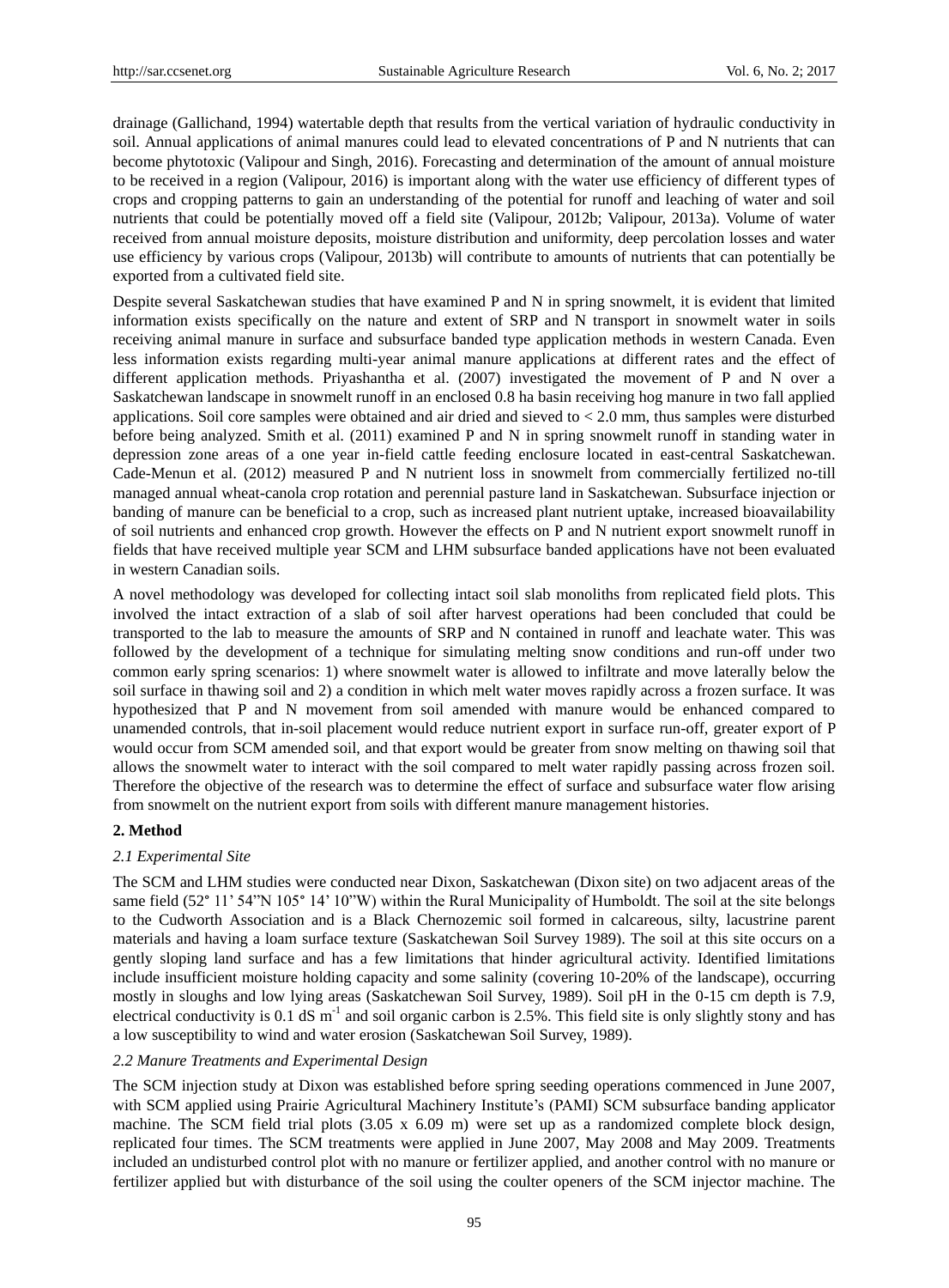drainage (Gallichand, 1994) watertable depth that results from the vertical variation of hydraulic conductivity in soil. Annual applications of animal manures could lead to elevated concentrations of P and N nutrients that can become phytotoxic (Valipour and Singh, 2016). Forecasting and determination of the amount of annual moisture to be received in a region (Valipour, 2016) is important along with the water use efficiency of different types of crops and cropping patterns to gain an understanding of the potential for runoff and leaching of water and soil nutrients that could be potentially moved off a field site (Valipour, 2012b; Valipour, 2013a). Volume of water received from annual moisture deposits, moisture distribution and uniformity, deep percolation losses and water use efficiency by various crops (Valipour, 2013b) will contribute to amounts of nutrients that can potentially be exported from a cultivated field site.

Despite several Saskatchewan studies that have examined P and N in spring snowmelt, it is evident that limited information exists specifically on the nature and extent of SRP and N transport in snowmelt water in soils receiving animal manure in surface and subsurface banded type application methods in western Canada. Even less information exists regarding multi-year animal manure applications at different rates and the effect of different application methods. Priyashantha et al. (2007) investigated the movement of P and N over a Saskatchewan landscape in snowmelt runoff in an enclosed 0.8 ha basin receiving hog manure in two fall applied applications. Soil core samples were obtained and air dried and sieved to < 2.0 mm, thus samples were disturbed before being analyzed. Smith et al. (2011) examined P and N in spring snowmelt runoff in standing water in depression zone areas of a one year in-field cattle feeding enclosure located in east-central Saskatchewan. Cade-Menun et al. (2012) measured P and N nutrient loss in snowmelt from commercially fertilized no-till managed annual wheat-canola crop rotation and perennial pasture land in Saskatchewan. Subsurface injection or banding of manure can be beneficial to a crop, such as increased plant nutrient uptake, increased bioavailability of soil nutrients and enhanced crop growth. However the effects on P and N nutrient export snowmelt runoff in fields that have received multiple year SCM and LHM subsurface banded applications have not been evaluated in western Canadian soils.

A novel methodology was developed for collecting intact soil slab monoliths from replicated field plots. This involved the intact extraction of a slab of soil after harvest operations had been concluded that could be transported to the lab to measure the amounts of SRP and N contained in runoff and leachate water. This was followed by the development of a technique for simulating melting snow conditions and run-off under two common early spring scenarios: 1) where snowmelt water is allowed to infiltrate and move laterally below the soil surface in thawing soil and 2) a condition in which melt water moves rapidly across a frozen surface. It was hypothesized that P and N movement from soil amended with manure would be enhanced compared to unamended controls, that in-soil placement would reduce nutrient export in surface run-off, greater export of P would occur from SCM amended soil, and that export would be greater from snow melting on thawing soil that allows the snowmelt water to interact with the soil compared to melt water rapidly passing across frozen soil. Therefore the objective of the research was to determine the effect of surface and subsurface water flow arising from snowmelt on the nutrient export from soils with different manure management histories.

## 2. Method

### *2.1 Experimental Site*

The SCM and LHM studies were conducted near Dixon, Saskatchewan (Dixon site) on two adjacent areas of the same field (52° 11' 54"N 105° 14' 10"W) within the Rural Municipality of Humboldt. The soil at the site belongs to the Cudworth Association and is a Black Chernozemic soil formed in calcareous, silty, lacustrine parent materials and having a loam surface texture (Saskatchewan Soil Survey 1989). The soil at this site occurs on a gently sloping land surface and has a few limitations that hinder agricultural activity. Identified limitations include insufficient moisture holding capacity and some salinity (covering 10-20% of the landscape), occurring mostly in sloughs and low lying areas (Saskatchewan Soil Survey, 1989). Soil pH in the 0-15 cm depth is 7.9, electrical conductivity is 0.1 dS $m^{-1}$ and soil organic carbon is 2.5%. This field site is only slightly stony and has a low susceptibility to wind and water erosion (Saskatchewan Soil Survey, 1989).

### *2.2 Manure Treatments and Experimental Design*

The SCM injection study at Dixon was established before spring seeding operations commenced in June 2007, with SCM applied using Prairie Agricultural Machinery Institute's (PAMI) SCM subsurface banding applicator machine. The SCM field trial plots (3.05 x 6.09 m) were set up as a randomized complete block design, replicated four times. The SCM treatments were applied in June 2007, May 2008 and May 2009. Treatments included an undisturbed control plot with no manure or fertilizer applied, and another control with no manure or fertilizer applied but with disturbance of the soil using the coulter openers of the SCM injector machine. The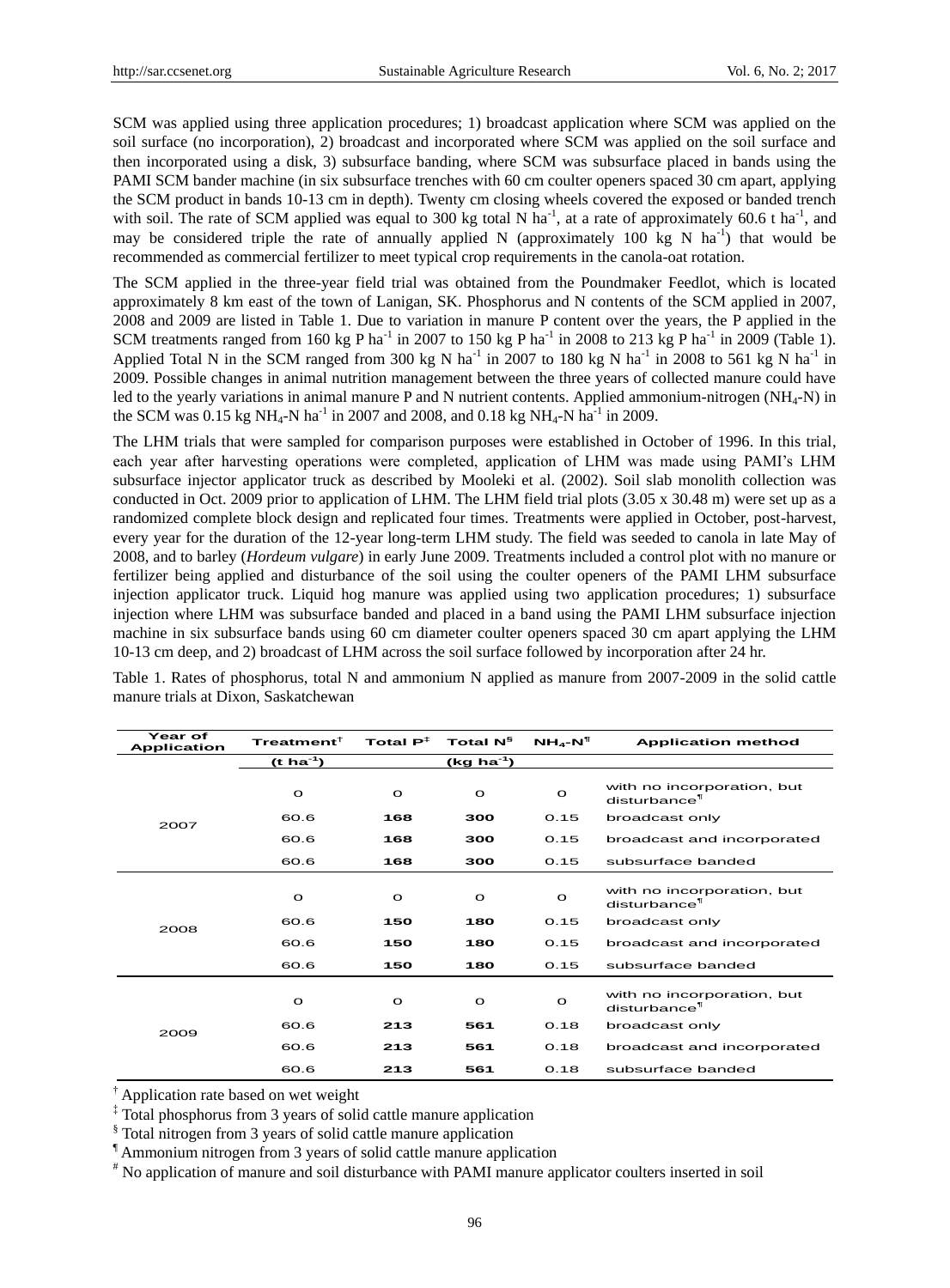SCM was applied using three application procedures; 1) broadcast application where SCM was applied on the soil surface (no incorporation), 2) broadcast and incorporated where SCM was applied on the soil surface and then incorporated using a disk, 3) subsurface banding, where SCM was subsurface placed in bands using the PAMI SCM bander machine (in six subsurface trenches with 60 cm coulter openers spaced 30 cm apart, applying the SCM product in bands 10-13 cm in depth). Twenty cm closing wheels covered the exposed or banded trench with soil. The rate of SCM applied was equal to 300 kg total N $ha^{-1}$, at a rate of approximately 60.6 t $ha^{-1}$, and may be considered triple the rate of annually applied N (approximately 100 kg N $ha^{-1}$) that would be recommended as commercial fertilizer to meet typical crop requirements in the canola-oat rotation.

The SCM applied in the three-year field trial was obtained from the Poundmaker Feedlot, which is located approximately 8 km east of the town of Lanigan, SK. Phosphorus and N contents of the SCM applied in 2007, 2008 and 2009 are listed in Table 1. Due to variation in manure P content over the years, the P applied in the SCM treatments ranged from 160 kg P $ha^{-1}$ in 2007 to 150 kg P $ha^{-1}$ in 2008 to 213 kg P $ha^{-1}$ in 2009 (Table 1). Applied Total N in the SCM ranged from 300 kg N $ha^{-1}$ in 2007 to 180 kg N $ha^{-1}$ in 2008 to 561 kg N $ha^{-1}$ in 2009. Possible changes in animal nutrition management between the three years of collected manure could have led to the yearly variations in animal manure P and N nutrient contents. Applied ammonium-nitrogen ($NH_4$-N) in the SCM was 0.15 kg $NH_4$-N $ha^{-1}$ in 2007 and 2008, and 0.18 kg $NH_4$-N $ha^{-1}$ in 2009.

The LHM trials that were sampled for comparison purposes were established in October of 1996. In this trial, each year after harvesting operations were completed, application of LHM was made using PAMI's LHM subsurface injector applicator truck as described by Mooleki et al. (2002). Soil slab monolith collection was conducted in Oct. 2009 prior to application of LHM. The LHM field trial plots (3.05 x 30.48 m) were set up as a randomized complete block design and replicated four times. Treatments were applied in October, post-harvest, every year for the duration of the 12-year long-term LHM study. The field was seeded to canola in late May of 2008, and to barley (*Hordeum vulgare*) in early June 2009. Treatments included a control plot with no manure or fertilizer being applied and disturbance of the soil using the coulter openers of the PAMI LHM subsurface injection applicator truck. Liquid hog manure was applied using two application procedures; 1) subsurface injection where LHM was subsurface banded and placed in a band using the PAMI LHM subsurface injection machine in six subsurface bands using 60 cm diameter coulter openers spaced 30 cm apart applying the LHM 10-13 cm deep, and 2) broadcast of LHM across the soil surface followed by incorporation after 24 hr.

Table 1. Rates of phosphorus, total N and ammonium N applied as manure from 2007-2009 in the solid cattle manure trials at Dixon, Saskatchewan

| Year of Application | Treatment[†] | Total P[‡] | Total N[§] | $NH_4$-N[¶] | Application method |
|---|---|---|---|---|---|
| | (t $ha^{-1}$) | (kg $ha^{-1}$) | | | |
| 2007 | 0 | 0 | 0 | 0 | with no incorporation, but disturbance[¶] |
| | 60.6 | **168** | **300** | 0.15 | broadcast only |
| | 60.6 | **168** | **300** | 0.15 | broadcast and incorporated |
| | 60.6 | **168** | **300** | 0.15 | subsurface banded |
| 2008 | 0 | 0 | 0 | 0 | with no incorporation, but disturbance[¶] |
| | 60.6 | **150** | **180** | 0.15 | broadcast only |
| | 60.6 | **150** | **180** | 0.15 | broadcast and incorporated |
| | 60.6 | **150** | **180** | 0.15 | subsurface banded |
| 2009 | 0 | 0 | 0 | 0 | with no incorporation, but disturbance[¶] |
| | 60.6 | **213** | **561** | 0.18 | broadcast only |
| | 60.6 | **213** | **561** | 0.18 | broadcast and incorporated |
| | 60.6 | **213** | **561** | 0.18 | subsurface banded |

[†] Application rate based on wet weight

[‡] Total phosphorus from 3 years of solid cattle manure application

[§] Total nitrogen from 3 years of solid cattle manure application

[¶] Ammonium nitrogen from 3 years of solid cattle manure application

[#] No application of manure and soil disturbance with PAMI manure applicator coulters inserted in soil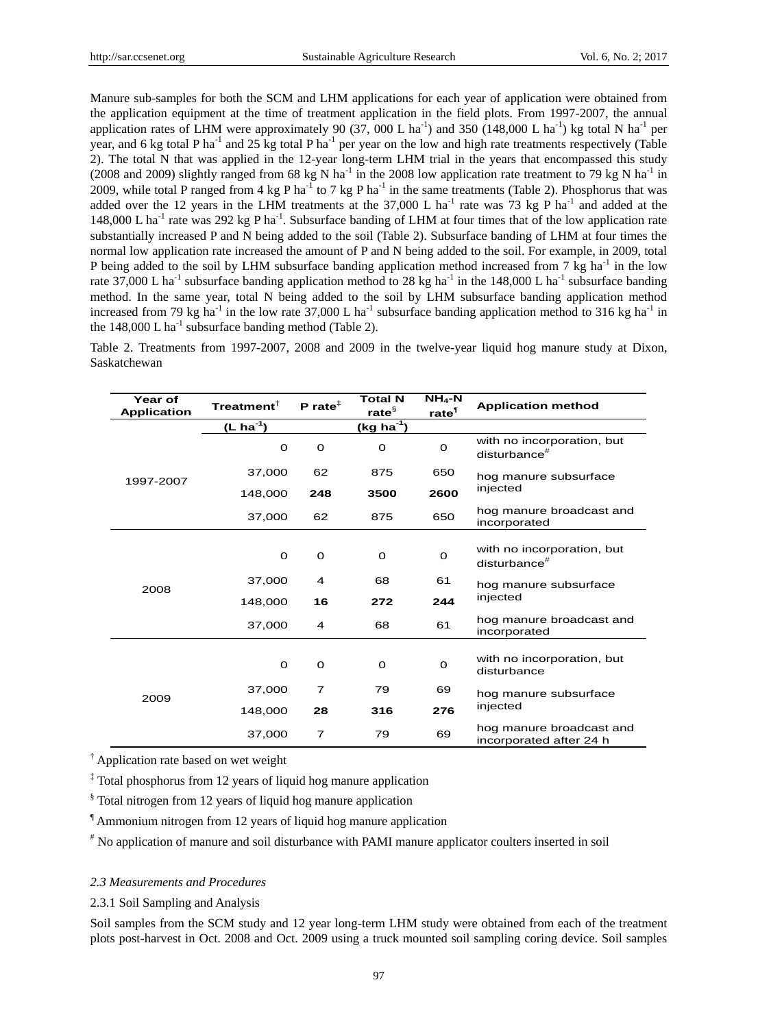Manure sub-samples for both the SCM and LHM applications for each year of application were obtained from the application equipment at the time of treatment application in the field plots. From 1997-2007, the annual application rates of LHM were approximately 90 (37, 000 L ha$^{-1}$) and 350 (148,000 L ha$^{-1}$) kg total N ha$^{-1}$ per year, and 6 kg total P ha$^{-1}$ and 25 kg total P ha$^{-1}$ per year on the low and high rate treatments respectively (Table 2). The total N that was applied in the 12-year long-term LHM trial in the years that encompassed this study (2008 and 2009) slightly ranged from 68 kg N ha$^{-1}$ in the 2008 low application rate treatment to 79 kg N ha$^{-1}$ in 2009, while total P ranged from 4 kg P ha$^{-1}$ to 7 kg P ha$^{-1}$ in the same treatments (Table 2). Phosphorus that was added over the 12 years in the LHM treatments at the 37,000 L ha$^{-1}$ rate was 73 kg P ha$^{-1}$ and added at the 148,000 L ha$^{-1}$ rate was 292 kg P ha$^{-1}$. Subsurface banding of LHM at four times that of the low application rate substantially increased P and N being added to the soil (Table 2). Subsurface banding of LHM at four times the normal low application rate increased the amount of P and N being added to the soil. For example, in 2009, total P being added to the soil by LHM subsurface banding application method increased from 7 kg ha$^{-1}$ in the low rate 37,000 L ha$^{-1}$ subsurface banding application method to 28 kg ha$^{-1}$ in the 148,000 L ha$^{-1}$ subsurface banding method. In the same year, total N being added to the soil by LHM subsurface banding application method increased from 79 kg ha$^{-1}$ in the low rate 37,000 L ha$^{-1}$ subsurface banding application method to 316 kg ha$^{-1}$ in the 148,000 L ha$^{-1}$ subsurface banding method (Table 2).

Table 2. Treatments from 1997-2007, 2008 and 2009 in the twelve-year liquid hog manure study at Dixon, Saskatchewan

| Year of Application | Treatment† | P rate‡ | Total N rate§ | $NH_4$-N rate¶ | Application method |
|---|---|---|---|---|---|
| | (L ha$^{-1}$) | | (kg ha$^{-1}$) | | |
| 1997-2007 | 0 | 0 | 0 | 0 | with no incorporation, but disturbance# |
| | 37,000 | 62 | 875 | 650 | hog manure subsurface injected |
| | 148,000 | **248** | **3500** | **2600** | |
| | 37,000 | 62 | 875 | 650 | hog manure broadcast and incorporated |
| 2008 | 0 | 0 | 0 | 0 | with no incorporation, but disturbance# |
| | 37,000 | 4 | 68 | 61 | hog manure subsurface injected |
| | 148,000 | **16** | **272** | **244** | |
| | 37,000 | 4 | 68 | 61 | hog manure broadcast and incorporated |
| 2009 | 0 | 0 | 0 | 0 | with no incorporation, but disturbance |
| | 37,000 | 7 | 79 | 69 | hog manure subsurface injected |
| | 148,000 | **28** | **316** | **276** | |
| | 37,000 | 7 | 79 | 69 | hog manure broadcast and incorporated after 24 h |

† Application rate based on wet weight

‡ Total phosphorus from 12 years of liquid hog manure application

§ Total nitrogen from 12 years of liquid hog manure application

¶ Ammonium nitrogen from 12 years of liquid hog manure application

# No application of manure and soil disturbance with PAMI manure applicator coulters inserted in soil

### *2.3 Measurements and Procedures*

#### 2.3.1 Soil Sampling and Analysis

Soil samples from the SCM study and 12 year long-term LHM study were obtained from each of the treatment plots post-harvest in Oct. 2008 and Oct. 2009 using a truck mounted soil sampling coring device. Soil samples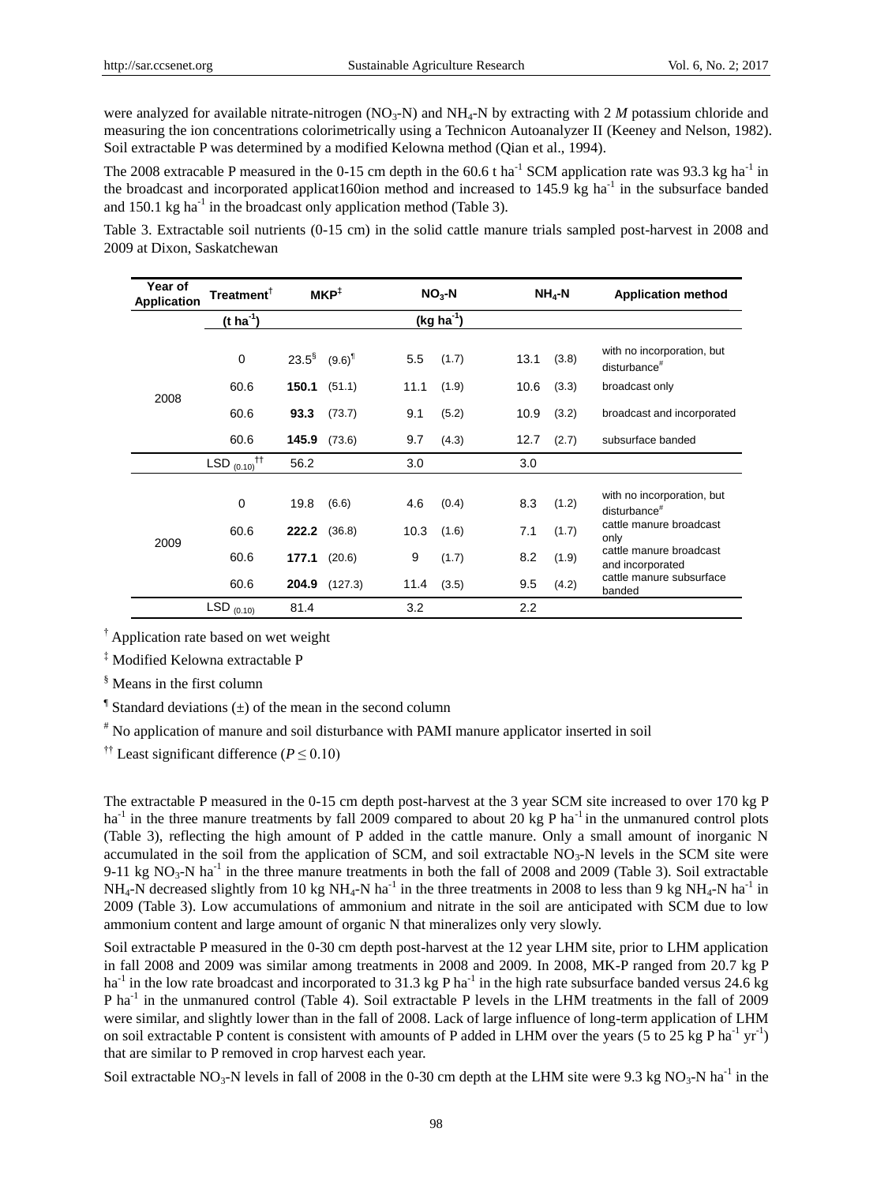were analyzed for available nitrate-nitrogen ($NO_3$-N) and $NH_4$-N by extracting with 2 *M* potassium chloride and measuring the ion concentrations colorimetrically using a Technicon Autoanalyzer II (Keeney and Nelson, 1982). Soil extractable P was determined by a modified Kelowna method (Qian et al., 1994).

The 2008 extracable P measured in the 0-15 cm depth in the 60.6 t $ha^{-1}$ SCM application rate was 93.3 kg $ha^{-1}$ in the broadcast and incorporated applicat160ion method and increased to 145.9 kg $ha^{-1}$ in the subsurface banded and 150.1 kg $ha^{-1}$ in the broadcast only application method (Table 3).

Table 3. Extractable soil nutrients (0-15 cm) in the solid cattle manure trials sampled post-harvest in 2008 and 2009 at Dixon, Saskatchewan

| Year of Application | Treatment[†] | MKP[‡] | | $NO_3$-N | | $NH_4$-N | | Application method |
|---|---|---|---|---|---|---|---|---|
| | (t $ha^{-1}$) | (kg $ha^{-1}$) | | | | | | |
| 2008 | 0 | 23.5[§] | (9.6)[¶] | 5.5 | (1.7) | 13.1 | (3.8) | with no incorporation, but disturbance[#] |
| | 60.6 | **150.1** | (51.1) | 11.1 | (1.9) | 10.6 | (3.3) | broadcast only |
| | 60.6 | **93.3** | (73.7) | 9.1 | (5.2) | 10.9 | (3.2) | broadcast and incorporated |
| | 60.6 | **145.9** | (73.6) | 9.7 | (4.3) | 12.7 | (2.7) | subsurface banded |
| | LSD $_{(0.10)}$[††] | 56.2 | | 3.0 | | 3.0 | | |
| 2009 | 0 | 19.8 | (6.6) | 4.6 | (0.4) | 8.3 | (1.2) | with no incorporation, but disturbance[#] |
| | 60.6 | **222.2** | (36.8) | 10.3 | (1.6) | 7.1 | (1.7) | cattle manure broadcast only |
| | 60.6 | **177.1** | (20.6) | 9 | (1.7) | 8.2 | (1.9) | cattle manure broadcast and incorporated |
| | 60.6 | **204.9** | (127.3) | 11.4 | (3.5) | 9.5 | (4.2) | cattle manure subsurface banded |
| | LSD $_{(0.10)}$ | 81.4 | | 3.2 | | 2.2 | | |

[†] Application rate based on wet weight

[‡] Modified Kelowna extractable P

[§] Means in the first column

[¶] Standard deviations (±) of the mean in the second column

[#] No application of manure and soil disturbance with PAMI manure applicator inserted in soil

[††] Least significant difference ($P \leq 0.10$)

The extractable P measured in the 0-15 cm depth post-harvest at the 3 year SCM site increased to over 170 kg P $ha^{-1}$ in the three manure treatments by fall 2009 compared to about 20 kg P $ha^{-1}$ in the unmanured control plots (Table 3), reflecting the high amount of P added in the cattle manure. Only a small amount of inorganic N accumulated in the soil from the application of SCM, and soil extractable $NO_3$-N levels in the SCM site were 9-11 kg $NO_3$-N $ha^{-1}$ in the three manure treatments in both the fall of 2008 and 2009 (Table 3). Soil extractable $NH_4$-N decreased slightly from 10 kg $NH_4$-N $ha^{-1}$ in the three treatments in 2008 to less than 9 kg $NH_4$-N $ha^{-1}$ in 2009 (Table 3). Low accumulations of ammonium and nitrate in the soil are anticipated with SCM due to low ammonium content and large amount of organic N that mineralizes only very slowly.

Soil extractable P measured in the 0-30 cm depth post-harvest at the 12 year LHM site, prior to LHM application in fall 2008 and 2009 was similar among treatments in 2008 and 2009. In 2008, MK-P ranged from 20.7 kg P $ha^{-1}$ in the low rate broadcast and incorporated to 31.3 kg P $ha^{-1}$ in the high rate subsurface banded versus 24.6 kg P $ha^{-1}$ in the unmanured control (Table 4). Soil extractable P levels in the LHM treatments in the fall of 2009 were similar, and slightly lower than in the fall of 2008. Lack of large influence of long-term application of LHM on soil extractable P content is consistent with amounts of P added in LHM over the years (5 to 25 kg P $ha^{-1}$ $yr^{-1}$) that are similar to P removed in crop harvest each year.

Soil extractable $NO_3$-N levels in fall of 2008 in the 0-30 cm depth at the LHM site were 9.3 kg $NO_3$-N $ha^{-1}$ in the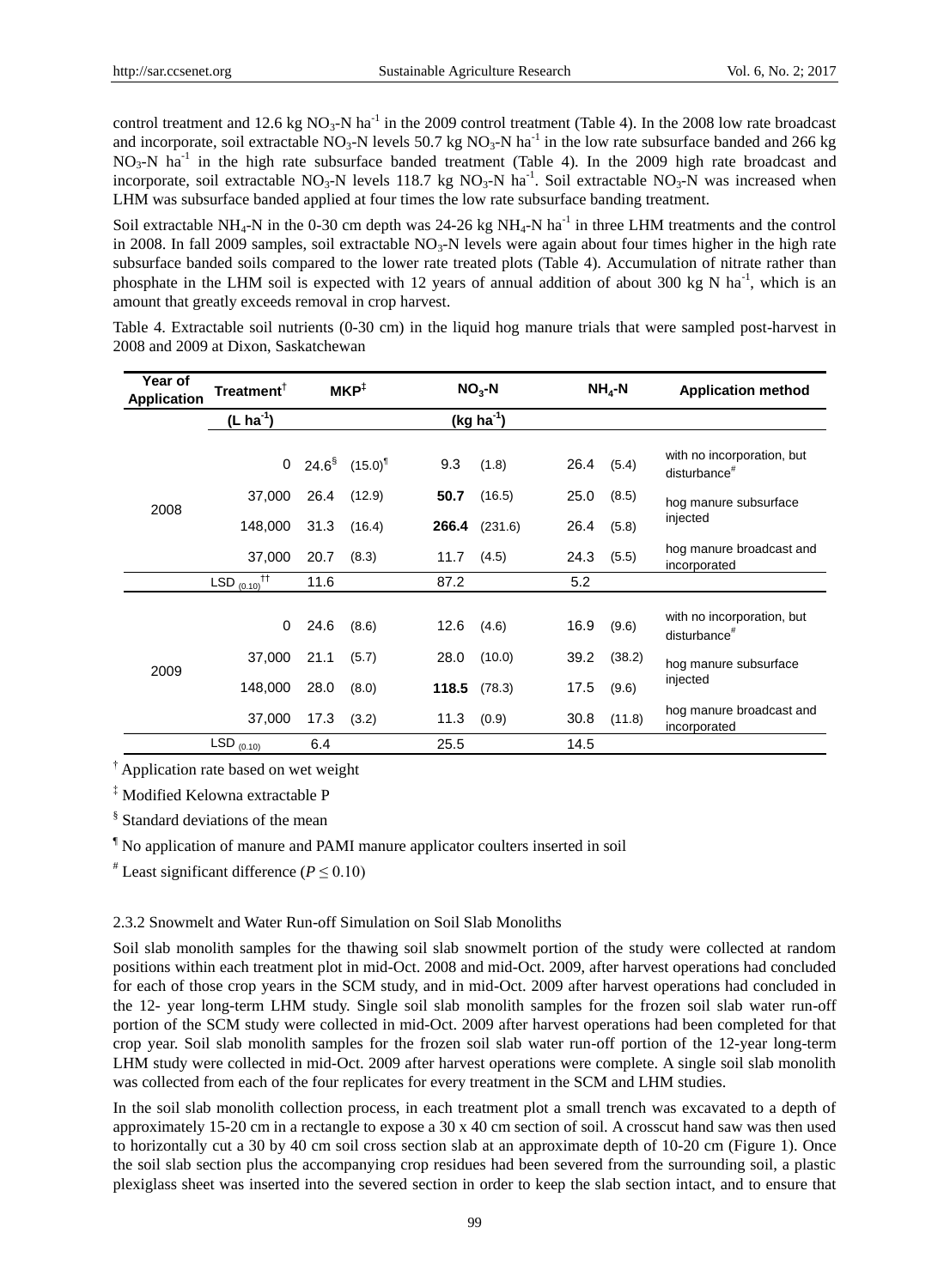control treatment and 12.6 kg $NO_3$-N ha$^{-1}$ in the 2009 control treatment (Table 4). In the 2008 low rate broadcast and incorporate, soil extractable $NO_3$-N levels 50.7 kg $NO_3$-N ha$^{-1}$ in the low rate subsurface banded and 266 kg $NO_3$-N ha$^{-1}$ in the high rate subsurface banded treatment (Table 4). In the 2009 high rate broadcast and incorporate, soil extractable $NO_3$-N levels 118.7 kg $NO_3$-N ha$^{-1}$. Soil extractable $NO_3$-N was increased when LHM was subsurface banded applied at four times the low rate subsurface banding treatment.

Soil extractable $NH_4$-N in the 0-30 cm depth was 24-26 kg $NH_4$-N ha$^{-1}$ in three LHM treatments and the control in 2008. In fall 2009 samples, soil extractable $NO_3$-N levels were again about four times higher in the high rate subsurface banded soils compared to the lower rate treated plots (Table 4). Accumulation of nitrate rather than phosphate in the LHM soil is expected with 12 years of annual addition of about 300 kg N ha$^{-1}$, which is an amount that greatly exceeds removal in crop harvest.

Table 4. Extractable soil nutrients (0-30 cm) in the liquid hog manure trials that were sampled post-harvest in 2008 and 2009 at Dixon, Saskatchewan

| Year of Application | Treatment† | MKP‡ | | $NO_3$-N | | $NH_4$-N | | Application method |
|---|---|---|---|---|---|---|---|---|
| | (L ha$^{-1}$) | (kg ha$^{-1}$) | | | | | | |
| 2008 | 0 | 24.6§ | (15.0)¶ | 9.3 | (1.8) | 26.4 | (5.4) | with no incorporation, but disturbance# |
| | 37,000 | 26.4 | (12.9) | **50.7** | (16.5) | 25.0 | (8.5) | hog manure subsurface injected |
| | 148,000 | 31.3 | (16.4) | **266.4** | (231.6) | 26.4 | (5.8) | hog manure subsurface injected |
| | 37,000 | 20.7 | (8.3) | 11.7 | (4.5) | 24.3 | (5.5) | hog manure broadcast and incorporated |
| | LSD $_{(0.10)}$†† | 11.6 | | 87.2 | | 5.2 | | |
| 2009 | 0 | 24.6 | (8.6) | 12.6 | (4.6) | 16.9 | (9.6) | with no incorporation, but disturbance# |
| | 37,000 | 21.1 | (5.7) | 28.0 | (10.0) | 39.2 | (38.2) | hog manure subsurface injected |
| | 148,000 | 28.0 | (8.0) | **118.5** | (78.3) | 17.5 | (9.6) | hog manure subsurface injected |
| | 37,000 | 17.3 | (3.2) | 11.3 | (0.9) | 30.8 | (11.8) | hog manure broadcast and incorporated |
| | LSD $_{(0.10)}$ | 6.4 | | 25.5 | | 14.5 | | |

† Application rate based on wet weight

‡ Modified Kelowna extractable P

§ Standard deviations of the mean

¶ No application of manure and PAMI manure applicator coulters inserted in soil

# Least significant difference ($P \leq 0.10$)

2.3.2 Snowmelt and Water Run-off Simulation on Soil Slab Monoliths

Soil slab monolith samples for the thawing soil slab snowmelt portion of the study were collected at random positions within each treatment plot in mid-Oct. 2008 and mid-Oct. 2009, after harvest operations had concluded for each of those crop years in the SCM study, and in mid-Oct. 2009 after harvest operations had concluded in the 12- year long-term LHM study. Single soil slab monolith samples for the frozen soil slab water run-off portion of the SCM study were collected in mid-Oct. 2009 after harvest operations had been completed for that crop year. Soil slab monolith samples for the frozen soil slab water run-off portion of the 12-year long-term LHM study were collected in mid-Oct. 2009 after harvest operations were complete. A single soil slab monolith was collected from each of the four replicates for every treatment in the SCM and LHM studies.

In the soil slab monolith collection process, in each treatment plot a small trench was excavated to a depth of approximately 15-20 cm in a rectangle to expose a 30 x 40 cm section of soil. A crosscut hand saw was then used to horizontally cut a 30 by 40 cm soil cross section slab at an approximate depth of 10-20 cm (Figure 1). Once the soil slab section plus the accompanying crop residues had been severed from the surrounding soil, a plastic plexiglass sheet was inserted into the severed section in order to keep the slab section intact, and to ensure that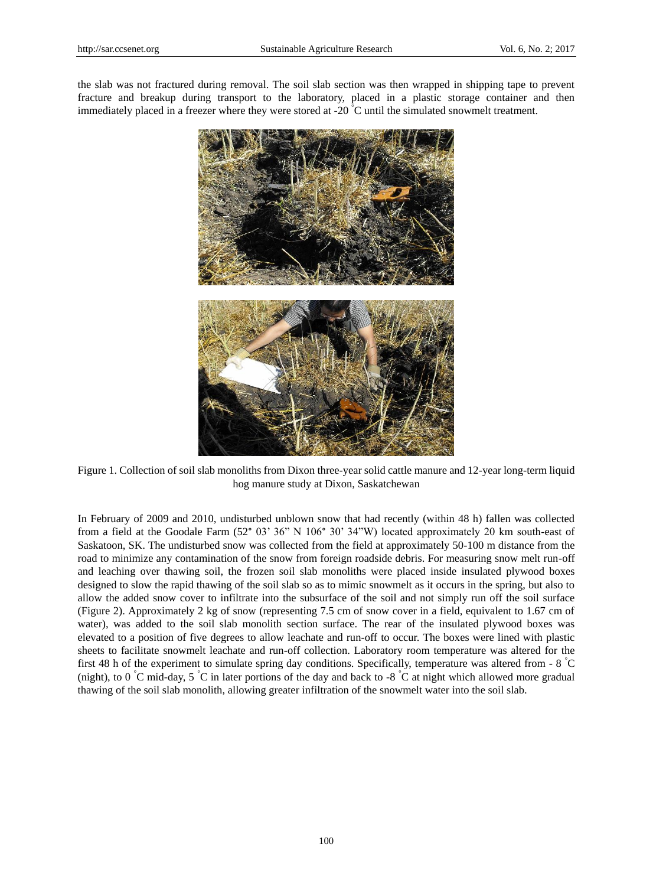the slab was not fractured during removal. The soil slab section was then wrapped in shipping tape to prevent fracture and breakup during transport to the laboratory, placed in a plastic storage container and then immediately placed in a freezer where they were stored at -20 °C until the simulated snowmelt treatment.

Figure 1. Collection of soil slab monoliths from Dixon three-year solid cattle manure and 12-year long-term liquid hog manure study at Dixon, Saskatchewan

In February of 2009 and 2010, undisturbed unblown snow that had recently (within 48 h) fallen was collected from a field at the Goodale Farm (52° 03' 36" N 106° 30' 34"W) located approximately 20 km south-east of Saskatoon, SK. The undisturbed snow was collected from the field at approximately 50-100 m distance from the road to minimize any contamination of the snow from foreign roadside debris. For measuring snow melt run-off and leaching over thawing soil, the frozen soil slab monoliths were placed inside insulated plywood boxes designed to slow the rapid thawing of the soil slab so as to mimic snowmelt as it occurs in the spring, but also to allow the added snow cover to infiltrate into the subsurface of the soil and not simply run off the soil surface (Figure 2). Approximately 2 kg of snow (representing 7.5 cm of snow cover in a field, equivalent to 1.67 cm of water), was added to the soil slab monolith section surface. The rear of the insulated plywood boxes was elevated to a position of five degrees to allow leachate and run-off to occur. The boxes were lined with plastic sheets to facilitate snowmelt leachate and run-off collection. Laboratory room temperature was altered for the first 48 h of the experiment to simulate spring day conditions. Specifically, temperature was altered from - 8 °C (night), to 0 °C mid-day, 5 °C in later portions of the day and back to -8 °C at night which allowed more gradual thawing of the soil slab monolith, allowing greater infiltration of the snowmelt water into the soil slab.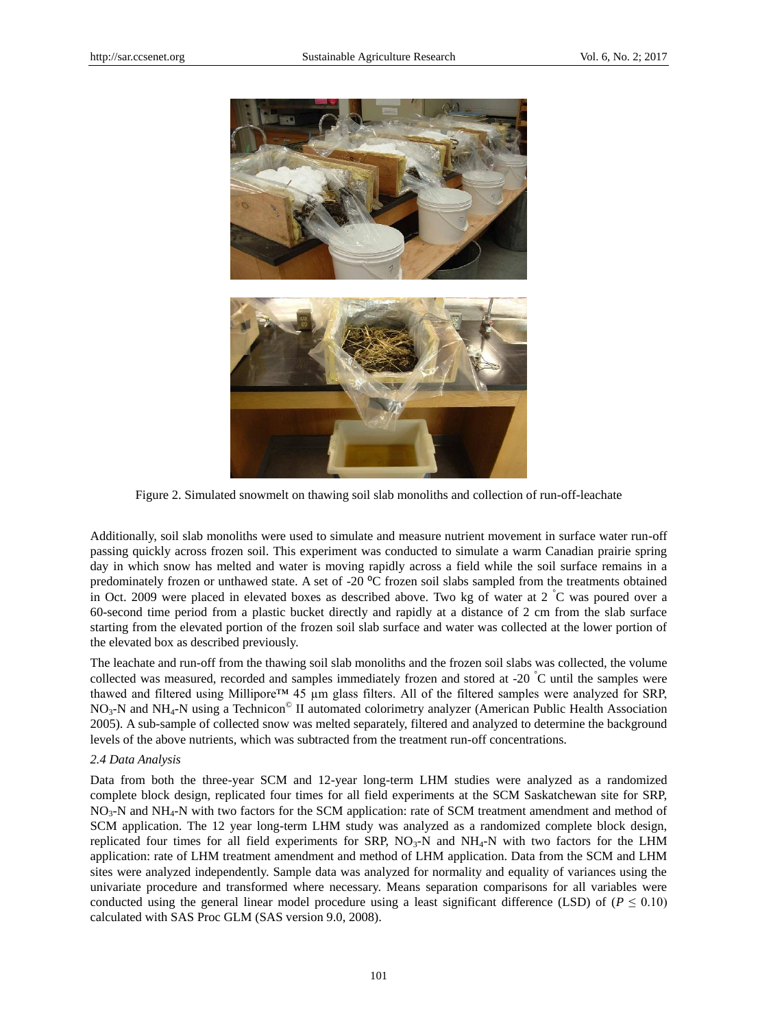Figure 2. Simulated snowmelt on thawing soil slab monoliths and collection of run-off-leachate

Additionally, soil slab monoliths were used to simulate and measure nutrient movement in surface water run-off passing quickly across frozen soil. This experiment was conducted to simulate a warm Canadian prairie spring day in which snow has melted and water is moving rapidly across a field while the soil surface remains in a predominately frozen or unthawed state. A set of -20 ºC frozen soil slabs sampled from the treatments obtained in Oct. 2009 were placed in elevated boxes as described above. Two kg of water at 2 ˚C was poured over a 60-second time period from a plastic bucket directly and rapidly at a distance of 2 cm from the slab surface starting from the elevated portion of the frozen soil slab surface and water was collected at the lower portion of the elevated box as described previously.

The leachate and run-off from the thawing soil slab monoliths and the frozen soil slabs was collected, the volume collected was measured, recorded and samples immediately frozen and stored at -20 ˚C until the samples were thawed and filtered using Millipore™ 45 µm glass filters. All of the filtered samples were analyzed for SRP, $NO_3$-N and $NH_4$-N using a Technicon© II automated colorimetry analyzer (American Public Health Association 2005). A sub-sample of collected snow was melted separately, filtered and analyzed to determine the background levels of the above nutrients, which was subtracted from the treatment run-off concentrations.

### *2.4 Data Analysis*

Data from both the three-year SCM and 12-year long-term LHM studies were analyzed as a randomized complete block design, replicated four times for all field experiments at the SCM Saskatchewan site for SRP, $NO_3$-N and $NH_4$-N with two factors for the SCM application: rate of SCM treatment amendment and method of SCM application. The 12 year long-term LHM study was analyzed as a randomized complete block design, replicated four times for all field experiments for SRP, $NO_3$-N and $NH_4$-N with two factors for the LHM application: rate of LHM treatment amendment and method of LHM application. Data from the SCM and LHM sites were analyzed independently. Sample data was analyzed for normality and equality of variances using the univariate procedure and transformed where necessary. Means separation comparisons for all variables were conducted using the general linear model procedure using a least significant difference (LSD) of ($P \leq 0.10$) calculated with SAS Proc GLM (SAS version 9.0, 2008).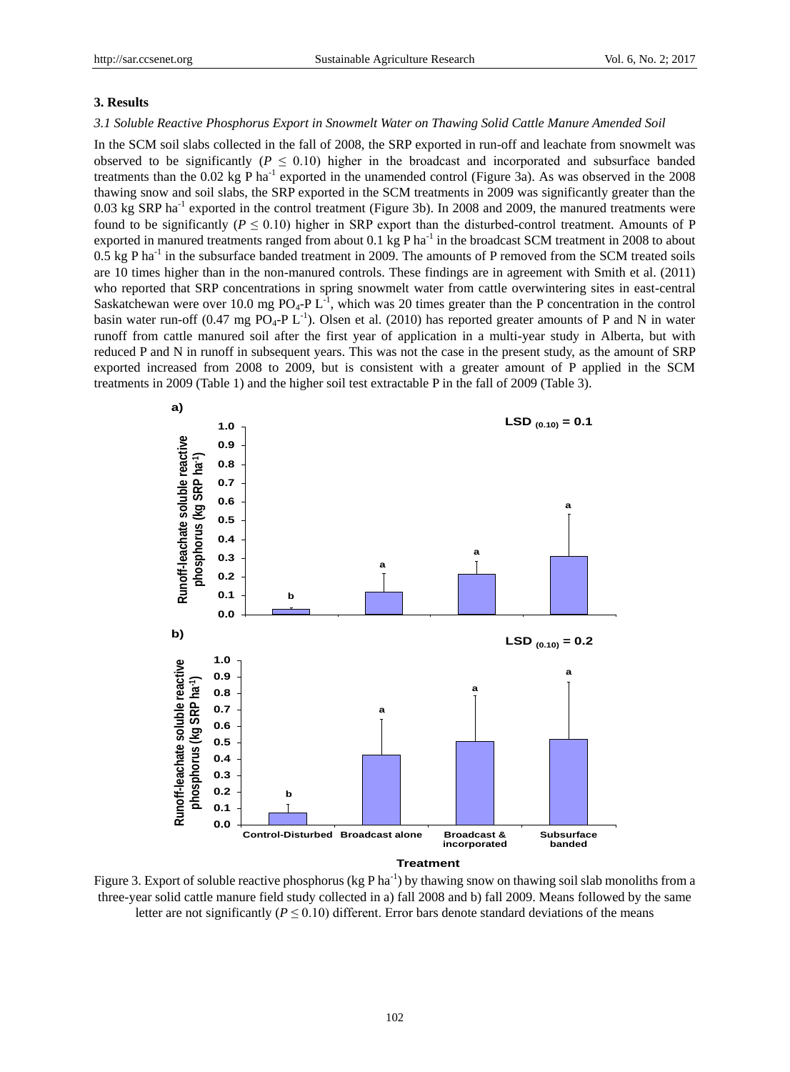## 3. Results

### *3.1 Soluble Reactive Phosphorus Export in Snowmelt Water on Thawing Solid Cattle Manure Amended Soil*

In the SCM soil slabs collected in the fall of 2008, the SRP exported in run-off and leachate from snowmelt was observed to be significantly ($P \leq 0.10$) higher in the broadcast and incorporated and subsurface banded treatments than the 0.02 kg P $ha^{-1}$ exported in the unamended control (Figure 3a). As was observed in the 2008 thawing snow and soil slabs, the SRP exported in the SCM treatments in 2009 was significantly greater than the 0.03 kg SRP $ha^{-1}$ exported in the control treatment (Figure 3b). In 2008 and 2009, the manured treatments were found to be significantly ($P \leq 0.10$) higher in SRP export than the disturbed-control treatment. Amounts of P exported in manured treatments ranged from about 0.1 kg P $ha^{-1}$ in the broadcast SCM treatment in 2008 to about 0.5 kg P $ha^{-1}$ in the subsurface banded treatment in 2009. The amounts of P removed from the SCM treated soils are 10 times higher than in the non-manured controls. These findings are in agreement with Smith et al. (2011) who reported that SRP concentrations in spring snowmelt water from cattle overwintering sites in east-central Saskatchewan were over 10.0 mg $PO_4$-P $L^{-1}$, which was 20 times greater than the P concentration in the control basin water run-off (0.47 mg $PO_4$-P $L^{-1}$). Olsen et al. (2010) has reported greater amounts of P and N in water runoff from cattle manured soil after the first year of application in a multi-year study in Alberta, but with reduced P and N in runoff in subsequent years. This was not the case in the present study, as the amount of SRP exported increased from 2008 to 2009, but is consistent with a greater amount of P applied in the SCM treatments in 2009 (Table 1) and the higher soil test extractable P in the fall of 2009 (Table 3).

Figure 3. Export of soluble reactive phosphorus (kg P $ha^{-1}$) by thawing snow on thawing soil slab monoliths from a three-year solid cattle manure field study collected in a) fall 2008 and b) fall 2009. Means followed by the same letter are not significantly ($P \leq 0.10$) different. Error bars denote standard deviations of the means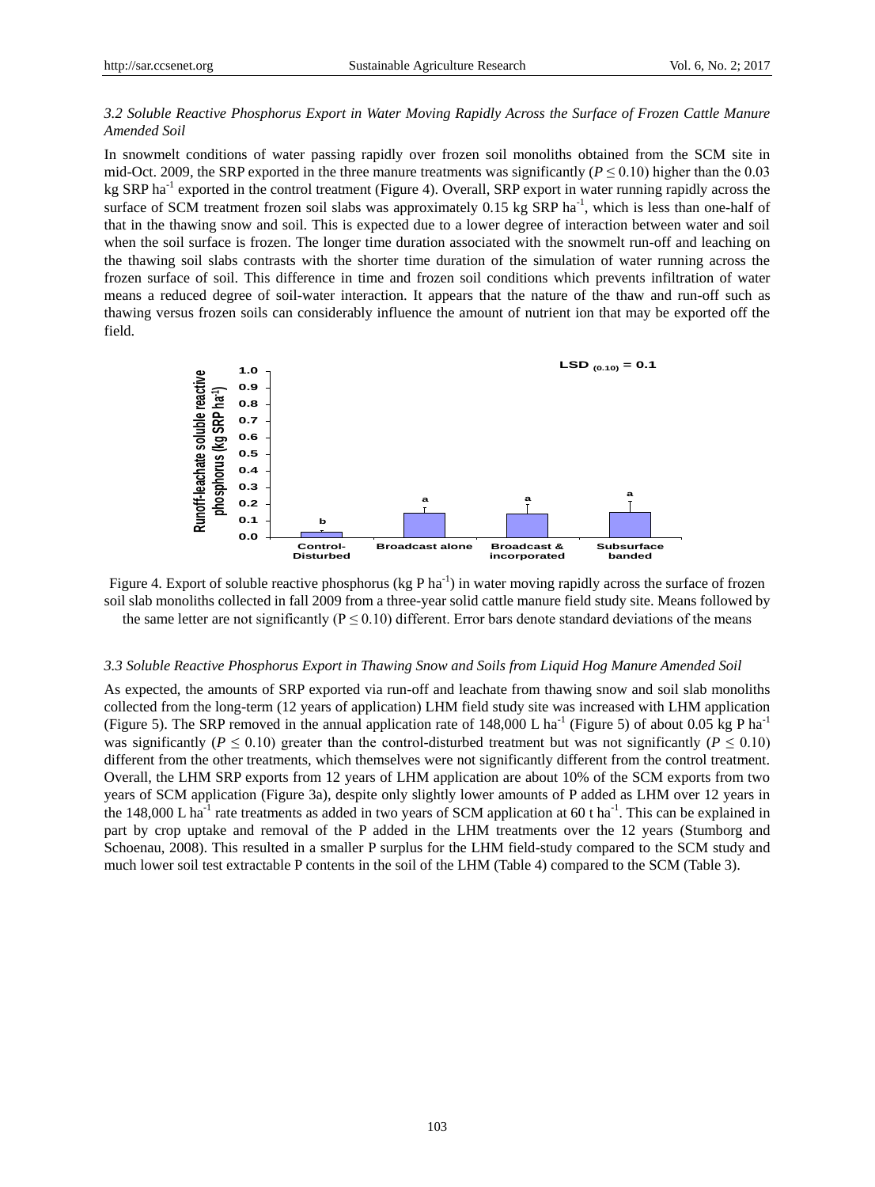*3.2 Soluble Reactive Phosphorus Export in Water Moving Rapidly Across the Surface of Frozen Cattle Manure Amended Soil*

In snowmelt conditions of water passing rapidly over frozen soil monoliths obtained from the SCM site in mid-Oct. 2009, the SRP exported in the three manure treatments was significantly ($P \leq 0.10$) higher than the 0.03 kg SRP ha$^{-1}$ exported in the control treatment (Figure 4). Overall, SRP export in water running rapidly across the surface of SCM treatment frozen soil slabs was approximately 0.15 kg SRP ha$^{-1}$, which is less than one-half of that in the thawing snow and soil. This is expected due to a lower degree of interaction between water and soil when the soil surface is frozen. The longer time duration associated with the snowmelt run-off and leaching on the thawing soil slabs contrasts with the shorter time duration of the simulation of water running across the frozen surface of soil. This difference in time and frozen soil conditions which prevents infiltration of water means a reduced degree of soil-water interaction. It appears that the nature of the thaw and run-off such as thawing versus frozen soils can considerably influence the amount of nutrient ion that may be exported off the field.

Figure 4. Export of soluble reactive phosphorus (kg P ha$^{-1}$) in water moving rapidly across the surface of frozen soil slab monoliths collected in fall 2009 from a three-year solid cattle manure field study site. Means followed by the same letter are not significantly ($P \leq 0.10$) different. Error bars denote standard deviations of the means

*3.3 Soluble Reactive Phosphorus Export in Thawing Snow and Soils from Liquid Hog Manure Amended Soil*

As expected, the amounts of SRP exported via run-off and leachate from thawing snow and soil slab monoliths collected from the long-term (12 years of application) LHM field study site was increased with LHM application (Figure 5). The SRP removed in the annual application rate of 148,000 L ha$^{-1}$ (Figure 5) of about 0.05 kg P ha$^{-1}$ was significantly ($P \leq 0.10$) greater than the control-disturbed treatment but was not significantly ($P \leq 0.10$) different from the other treatments, which themselves were not significantly different from the control treatment. Overall, the LHM SRP exports from 12 years of LHM application are about 10% of the SCM exports from two years of SCM application (Figure 3a), despite only slightly lower amounts of P added as LHM over 12 years in the 148,000 L ha$^{-1}$ rate treatments as added in two years of SCM application at 60 t ha$^{-1}$. This can be explained in part by crop uptake and removal of the P added in the LHM treatments over the 12 years (Stumborg and Schoenau, 2008). This resulted in a smaller P surplus for the LHM field-study compared to the SCM study and much lower soil test extractable P contents in the soil of the LHM (Table 4) compared to the SCM (Table 3).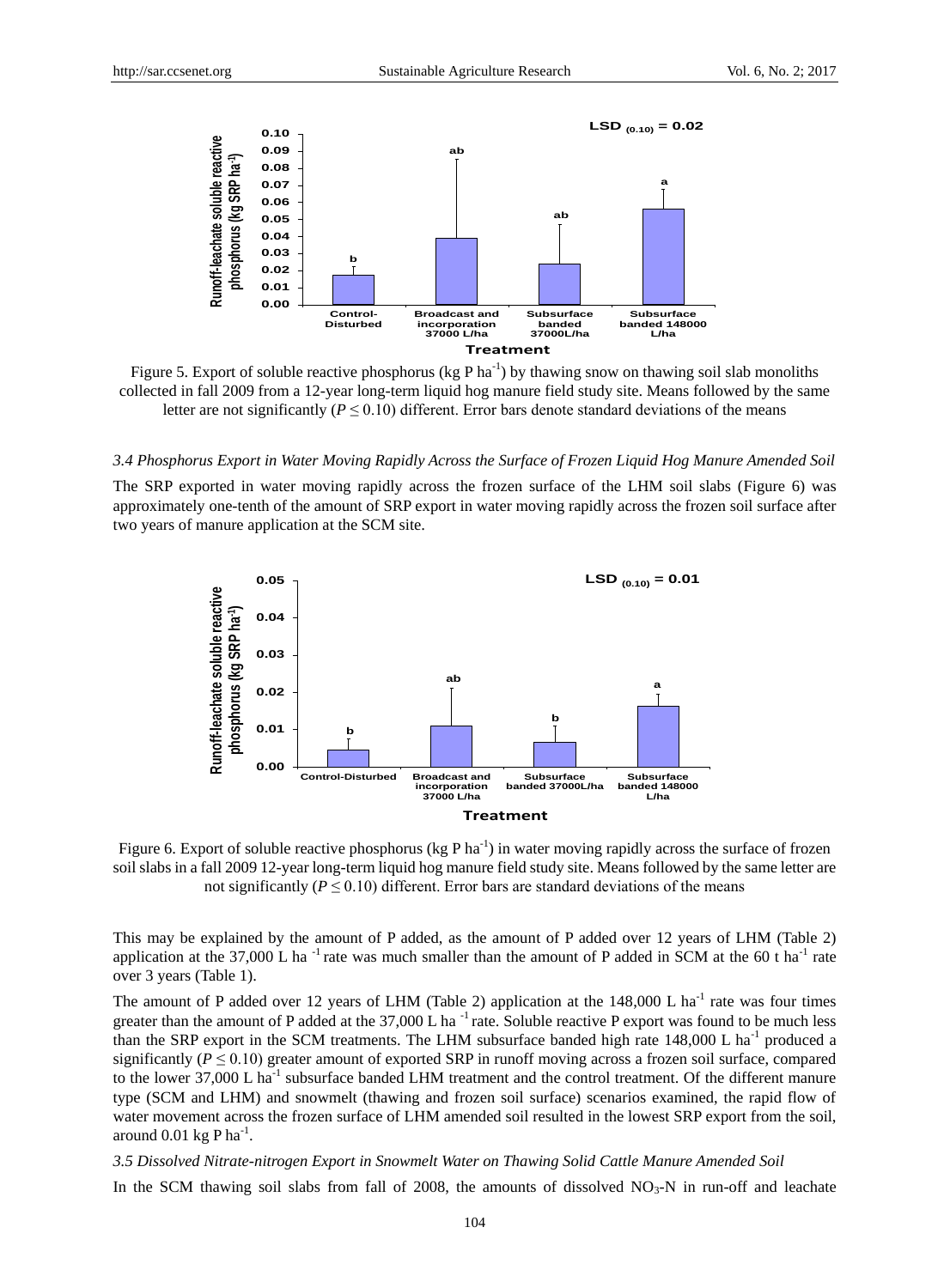Figure 5. Export of soluble reactive phosphorus (kg P ha$^{-1}$) by thawing snow on thawing soil slab monoliths collected in fall 2009 from a 12-year long-term liquid hog manure field study site. Means followed by the same letter are not significantly ($P \leq 0.10$) different. Error bars denote standard deviations of the means

### *3.4 Phosphorus Export in Water Moving Rapidly Across the Surface of Frozen Liquid Hog Manure Amended Soil*

The SRP exported in water moving rapidly across the frozen surface of the LHM soil slabs (Figure 6) was approximately one-tenth of the amount of SRP export in water moving rapidly across the frozen soil surface after two years of manure application at the SCM site.

Figure 6. Export of soluble reactive phosphorus (kg P ha$^{-1}$) in water moving rapidly across the surface of frozen soil slabs in a fall 2009 12-year long-term liquid hog manure field study site. Means followed by the same letter are not significantly ($P \leq 0.10$) different. Error bars are standard deviations of the means

This may be explained by the amount of P added, as the amount of P added over 12 years of LHM (Table 2) application at the 37,000 L ha$^{-1}$ rate was much smaller than the amount of P added in SCM at the 60 t ha$^{-1}$ rate over 3 years (Table 1).

The amount of P added over 12 years of LHM (Table 2) application at the 148,000 L ha$^{-1}$ rate was four times greater than the amount of P added at the 37,000 L ha$^{-1}$ rate. Soluble reactive P export was found to be much less than the SRP export in the SCM treatments. The LHM subsurface banded high rate 148,000 L ha$^{-1}$ produced a significantly ($P \leq 0.10$) greater amount of exported SRP in runoff moving across a frozen soil surface, compared to the lower 37,000 L ha$^{-1}$ subsurface banded LHM treatment and the control treatment. Of the different manure type (SCM and LHM) and snowmelt (thawing and frozen soil surface) scenarios examined, the rapid flow of water movement across the frozen surface of LHM amended soil resulted in the lowest SRP export from the soil, around 0.01 kg P ha$^{-1}$.

### *3.5 Dissolved Nitrate-nitrogen Export in Snowmelt Water on Thawing Solid Cattle Manure Amended Soil*

In the SCM thawing soil slabs from fall of 2008, the amounts of dissolved $NO_3$-N in run-off and leachate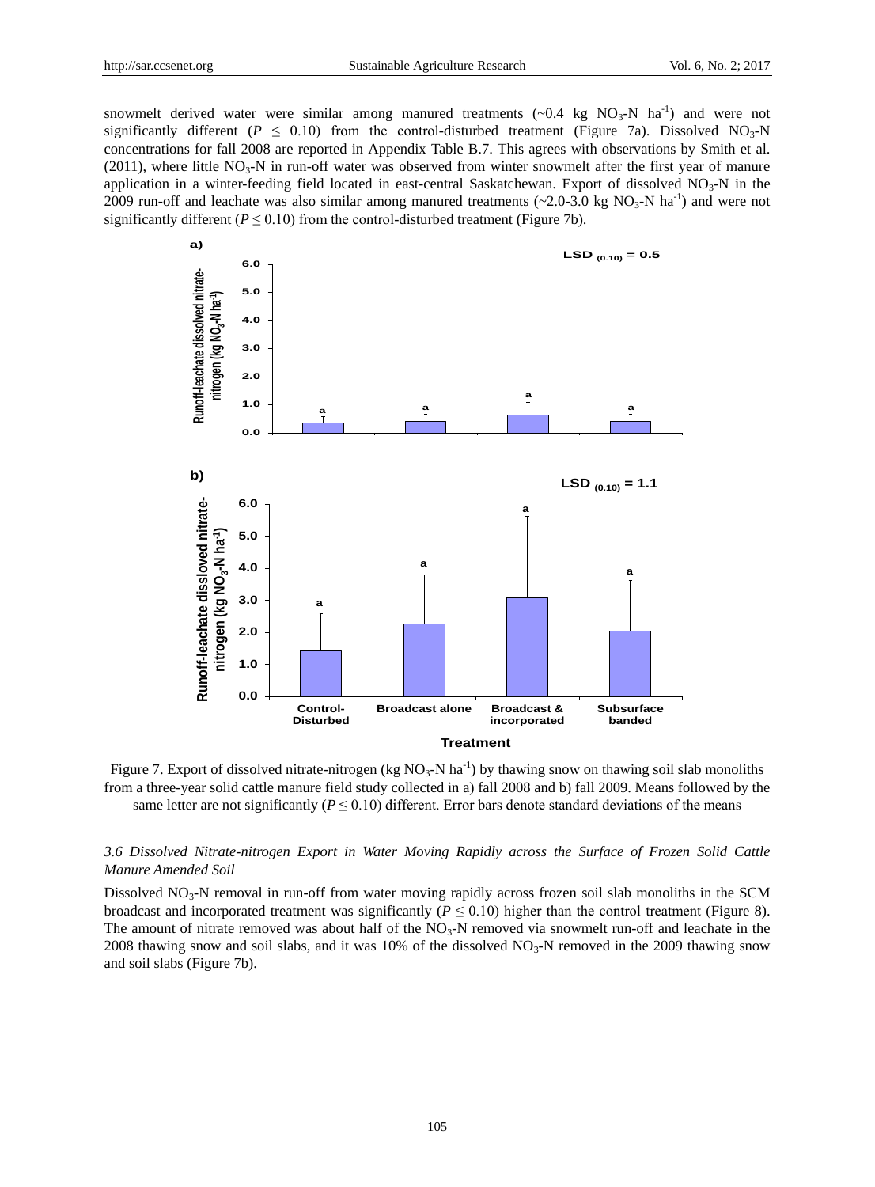snowmelt derived water were similar among manured treatments (~0.4 kg $NO_3$-N $ha^{-1}$) and were not significantly different ($P \leq 0.10$) from the control-disturbed treatment (Figure 7a). Dissolved $NO_3$-N concentrations for fall 2008 are reported in Appendix Table B.7. This agrees with observations by Smith et al. (2011), where little $NO_3$-N in run-off water was observed from winter snowmelt after the first year of manure application in a winter-feeding field located in east-central Saskatchewan. Export of dissolved $NO_3$-N in the 2009 run-off and leachate was also similar among manured treatments (~2.0-3.0 kg $NO_3$-N $ha^{-1}$) and were not significantly different ($P \leq 0.10$) from the control-disturbed treatment (Figure 7b).

Figure 7. Export of dissolved nitrate-nitrogen (kg $NO_3$-N $ha^{-1}$) by thawing snow on thawing soil slab monoliths from a three-year solid cattle manure field study collected in a) fall 2008 and b) fall 2009. Means followed by the same letter are not significantly ($P \leq 0.10$) different. Error bars denote standard deviations of the means

### *3.6 Dissolved Nitrate-nitrogen Export in Water Moving Rapidly across the Surface of Frozen Solid Cattle Manure Amended Soil*

Dissolved $NO_3$-N removal in run-off from water moving rapidly across frozen soil slab monoliths in the SCM broadcast and incorporated treatment was significantly ($P \leq 0.10$) higher than the control treatment (Figure 8). The amount of nitrate removed was about half of the $NO_3$-N removed via snowmelt run-off and leachate in the 2008 thawing snow and soil slabs, and it was 10% of the dissolved $NO_3$-N removed in the 2009 thawing snow and soil slabs (Figure 7b).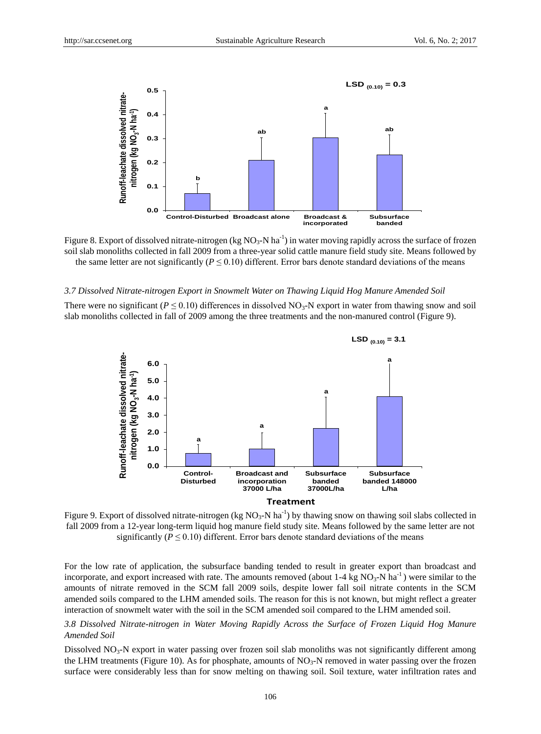Figure 8. Export of dissolved nitrate-nitrogen (kg $NO_3$-N $ha^{-1}$) in water moving rapidly across the surface of frozen soil slab monoliths collected in fall 2009 from a three-year solid cattle manure field study site. Means followed by the same letter are not significantly ($P \leq 0.10$) different. Error bars denote standard deviations of the means

### 3.7 Dissolved Nitrate-nitrogen Export in Snowmelt Water on Thawing Liquid Hog Manure Amended Soil

There were no significant ($P \leq 0.10$) differences in dissolved $NO_3$-N export in water from thawing snow and soil slab monoliths collected in fall of 2009 among the three treatments and the non-manured control (Figure 9).

Figure 9. Export of dissolved nitrate-nitrogen (kg $NO_3$-N $ha^{-1}$) by thawing snow on thawing soil slabs collected in fall 2009 from a 12-year long-term liquid hog manure field study site. Means followed by the same letter are not significantly ($P \leq 0.10$) different. Error bars denote standard deviations of the means

For the low rate of application, the subsurface banding tended to result in greater export than broadcast and incorporate, and export increased with rate. The amounts removed (about 1-4 kg $NO_3$-N $ha^{-1}$) were similar to the amounts of nitrate removed in the SCM fall 2009 soils, despite lower fall soil nitrate contents in the SCM amended soils compared to the LHM amended soils. The reason for this is not known, but might reflect a greater interaction of snowmelt water with the soil in the SCM amended soil compared to the LHM amended soil.

### 3.8 Dissolved Nitrate-nitrogen in Water Moving Rapidly Across the Surface of Frozen Liquid Hog Manure Amended Soil

Dissolved $NO_3$-N export in water passing over frozen soil slab monoliths was not significantly different among the LHM treatments (Figure 10). As for phosphate, amounts of $NO_3$-N removed in water passing over the frozen surface were considerably less than for snow melting on thawing soil. Soil texture, water infiltration rates and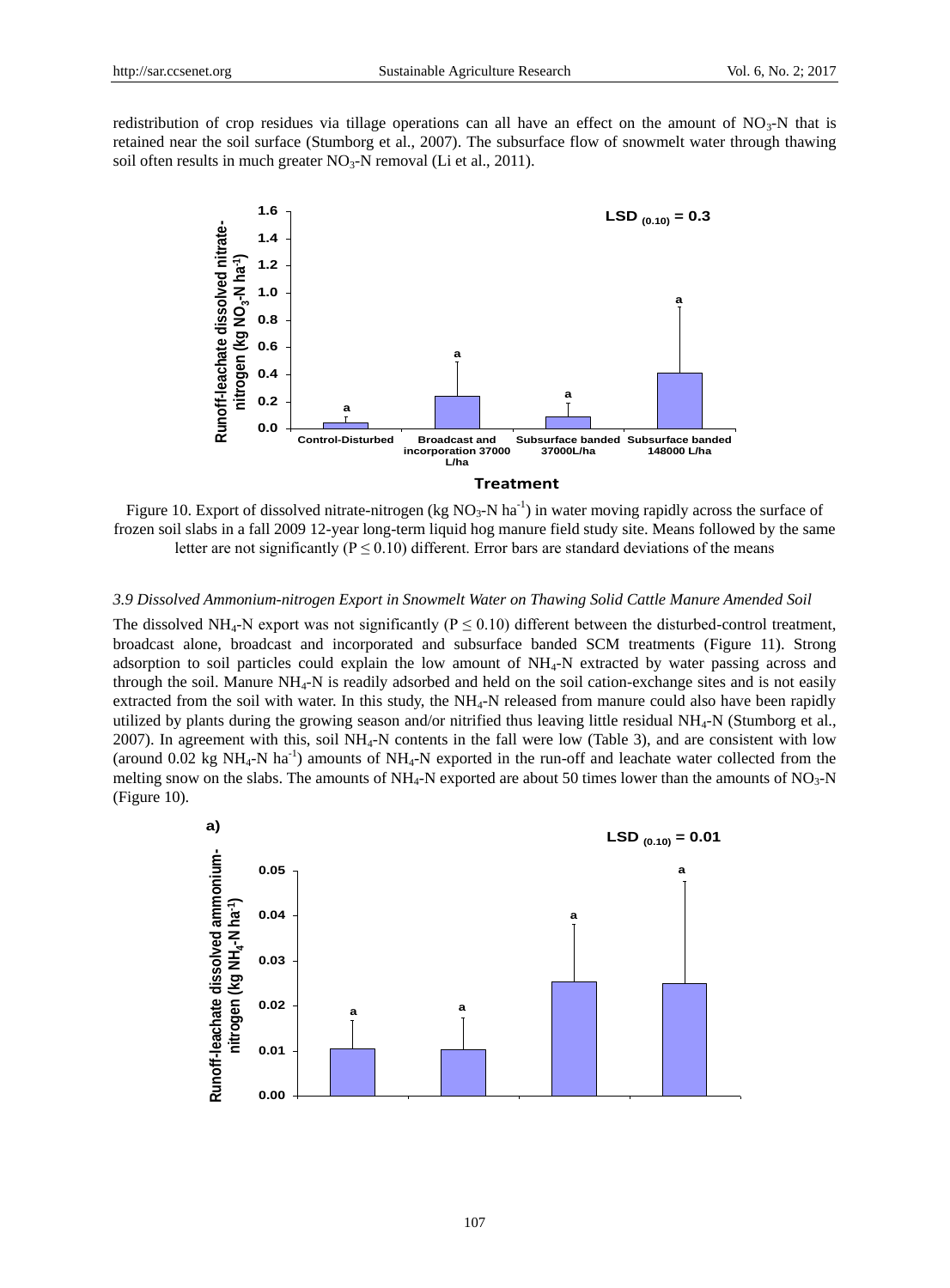redistribution of crop residues via tillage operations can all have an effect on the amount of $NO_3$-N that is retained near the soil surface (Stumborg et al., 2007). The subsurface flow of snowmelt water through thawing soil often results in much greater $NO_3$-N removal (Li et al., 2011).

Figure 10. Export of dissolved nitrate-nitrogen (kg $NO_3$-N $ha^{-1}$) in water moving rapidly across the surface of frozen soil slabs in a fall 2009 12-year long-term liquid hog manure field study site. Means followed by the same letter are not significantly ($P \leq 0.10$) different. Error bars are standard deviations of the means

### 3.9 Dissolved Ammonium-nitrogen Export in Snowmelt Water on Thawing Solid Cattle Manure Amended Soil

The dissolved $NH_4$-N export was not significantly ($P \leq 0.10$) different between the disturbed-control treatment, broadcast alone, broadcast and incorporated and subsurface banded SCM treatments (Figure 11). Strong adsorption to soil particles could explain the low amount of $NH_4$-N extracted by water passing across and through the soil. Manure $NH_4$-N is readily adsorbed and held on the soil cation-exchange sites and is not easily extracted from the soil with water. In this study, the $NH_4$-N released from manure could also have been rapidly utilized by plants during the growing season and/or nitrified thus leaving little residual $NH_4$-N (Stumborg et al., 2007). In agreement with this, soil $NH_4$-N contents in the fall were low (Table 3), and are consistent with low (around 0.02 kg $NH_4$-N $ha^{-1}$) amounts of $NH_4$-N exported in the run-off and leachate water collected from the melting snow on the slabs. The amounts of $NH_4$-N exported are about 50 times lower than the amounts of $NO_3$-N (Figure 10).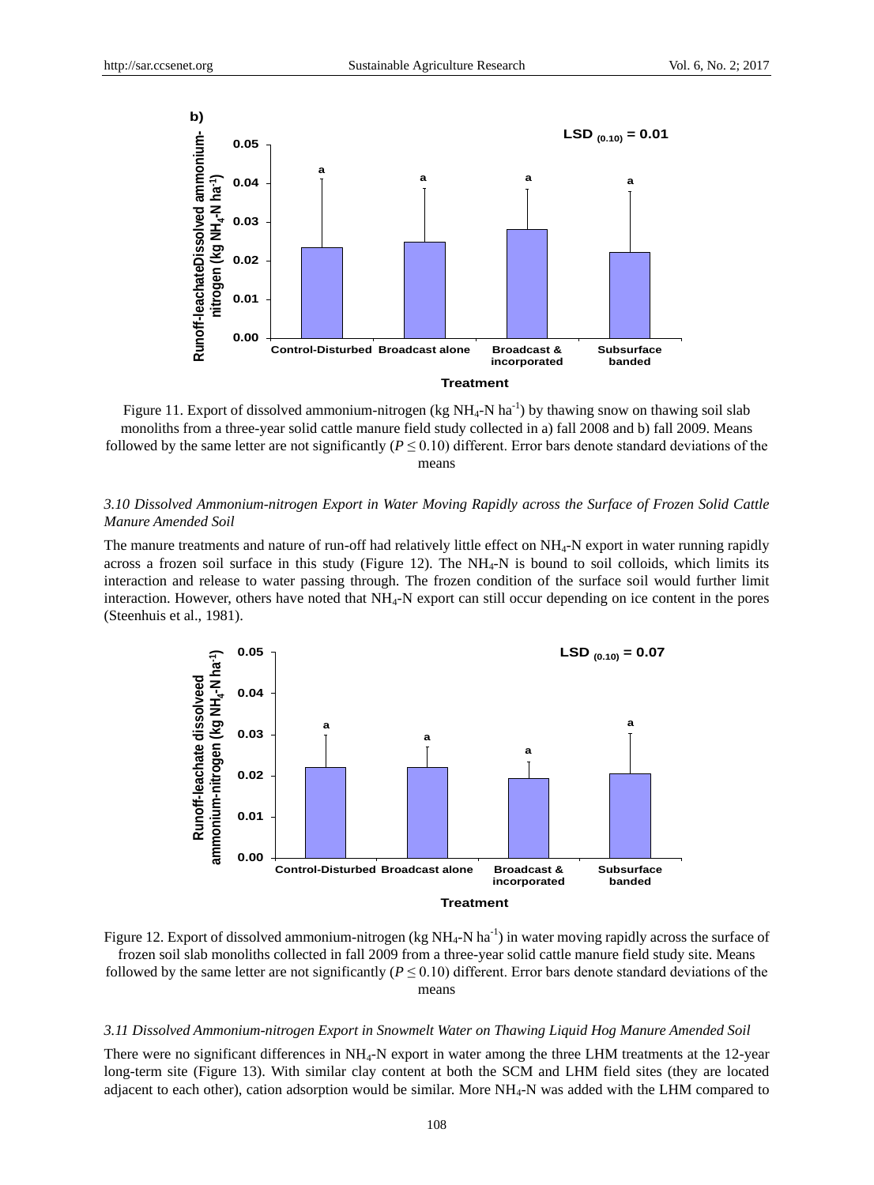Figure 11. Export of dissolved ammonium-nitrogen (kg $NH_4$-N $ha^{-1}$) by thawing snow on thawing soil slab monoliths from a three-year solid cattle manure field study collected in a) fall 2008 and b) fall 2009. Means followed by the same letter are not significantly ($P \leq 0.10$) different. Error bars denote standard deviations of the means

### *3.10 Dissolved Ammonium-nitrogen Export in Water Moving Rapidly across the Surface of Frozen Solid Cattle Manure Amended Soil*

The manure treatments and nature of run-off had relatively little effect on $NH_4$-N export in water running rapidly across a frozen soil surface in this study (Figure 12). The $NH_4$-N is bound to soil colloids, which limits its interaction and release to water passing through. The frozen condition of the surface soil would further limit interaction. However, others have noted that $NH_4$-N export can still occur depending on ice content in the pores (Steenhuis et al., 1981).

Figure 12. Export of dissolved ammonium-nitrogen (kg $NH_4$-N $ha^{-1}$) in water moving rapidly across the surface of frozen soil slab monoliths collected in fall 2009 from a three-year solid cattle manure field study site. Means followed by the same letter are not significantly ($P \leq 0.10$) different. Error bars denote standard deviations of the means

### *3.11 Dissolved Ammonium-nitrogen Export in Snowmelt Water on Thawing Liquid Hog Manure Amended Soil*

There were no significant differences in $NH_4$-N export in water among the three LHM treatments at the 12-year long-term site (Figure 13). With similar clay content at both the SCM and LHM field sites (they are located adjacent to each other), cation adsorption would be similar. More $NH_4$-N was added with the LHM compared to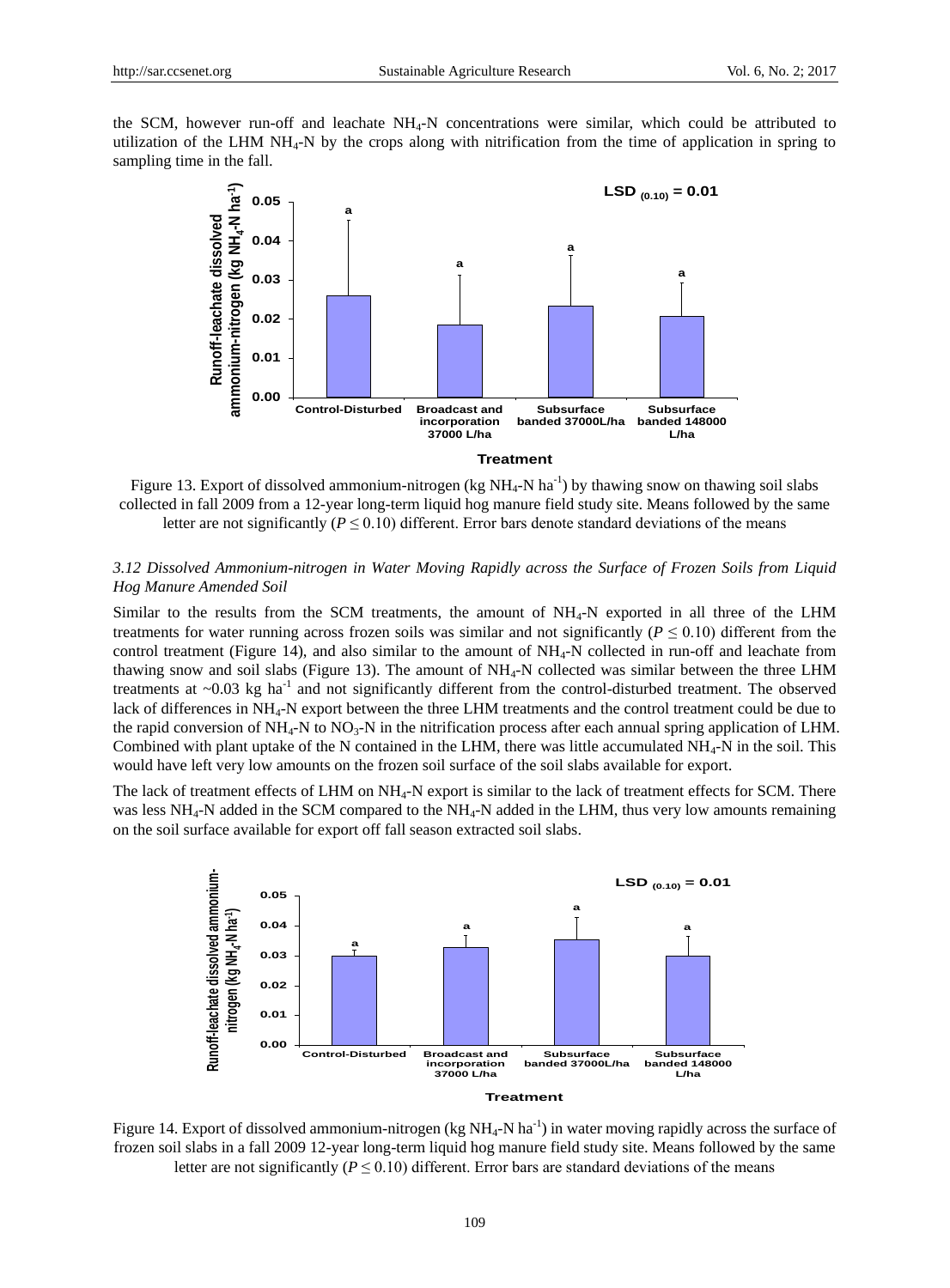the SCM, however run-off and leachate $NH_4$-N concentrations were similar, which could be attributed to utilization of the LHM $NH_4$-N by the crops along with nitrification from the time of application in spring to sampling time in the fall.

Figure 13. Export of dissolved ammonium-nitrogen (kg $NH_4$-N $ha^{-1}$) by thawing snow on thawing soil slabs collected in fall 2009 from a 12-year long-term liquid hog manure field study site. Means followed by the same letter are not significantly ($P \leq 0.10$) different. Error bars denote standard deviations of the means

### 3.12 Dissolved Ammonium-nitrogen in Water Moving Rapidly across the Surface of Frozen Soils from Liquid Hog Manure Amended Soil

Similar to the results from the SCM treatments, the amount of $NH_4$-N exported in all three of the LHM treatments for water running across frozen soils was similar and not significantly ($P \leq 0.10$) different from the control treatment (Figure 14), and also similar to the amount of $NH_4$-N collected in run-off and leachate from thawing snow and soil slabs (Figure 13). The amount of $NH_4$-N collected was similar between the three LHM treatments at ~0.03 kg $ha^{-1}$ and not significantly different from the control-disturbed treatment. The observed lack of differences in $NH_4$-N export between the three LHM treatments and the control treatment could be due to the rapid conversion of $NH_4$-N to $NO_3$-N in the nitrification process after each annual spring application of LHM. Combined with plant uptake of the N contained in the LHM, there was little accumulated $NH_4$-N in the soil. This would have left very low amounts on the frozen soil surface of the soil slabs available for export.

The lack of treatment effects of LHM on $NH_4$-N export is similar to the lack of treatment effects for SCM. There was less $NH_4$-N added in the SCM compared to the $NH_4$-N added in the LHM, thus very low amounts remaining on the soil surface available for export off fall season extracted soil slabs.

Figure 14. Export of dissolved ammonium-nitrogen (kg $NH_4$-N $ha^{-1}$) in water moving rapidly across the surface of frozen soil slabs in a fall 2009 12-year long-term liquid hog manure field study site. Means followed by the same letter are not significantly ($P \leq 0.10$) different. Error bars are standard deviations of the means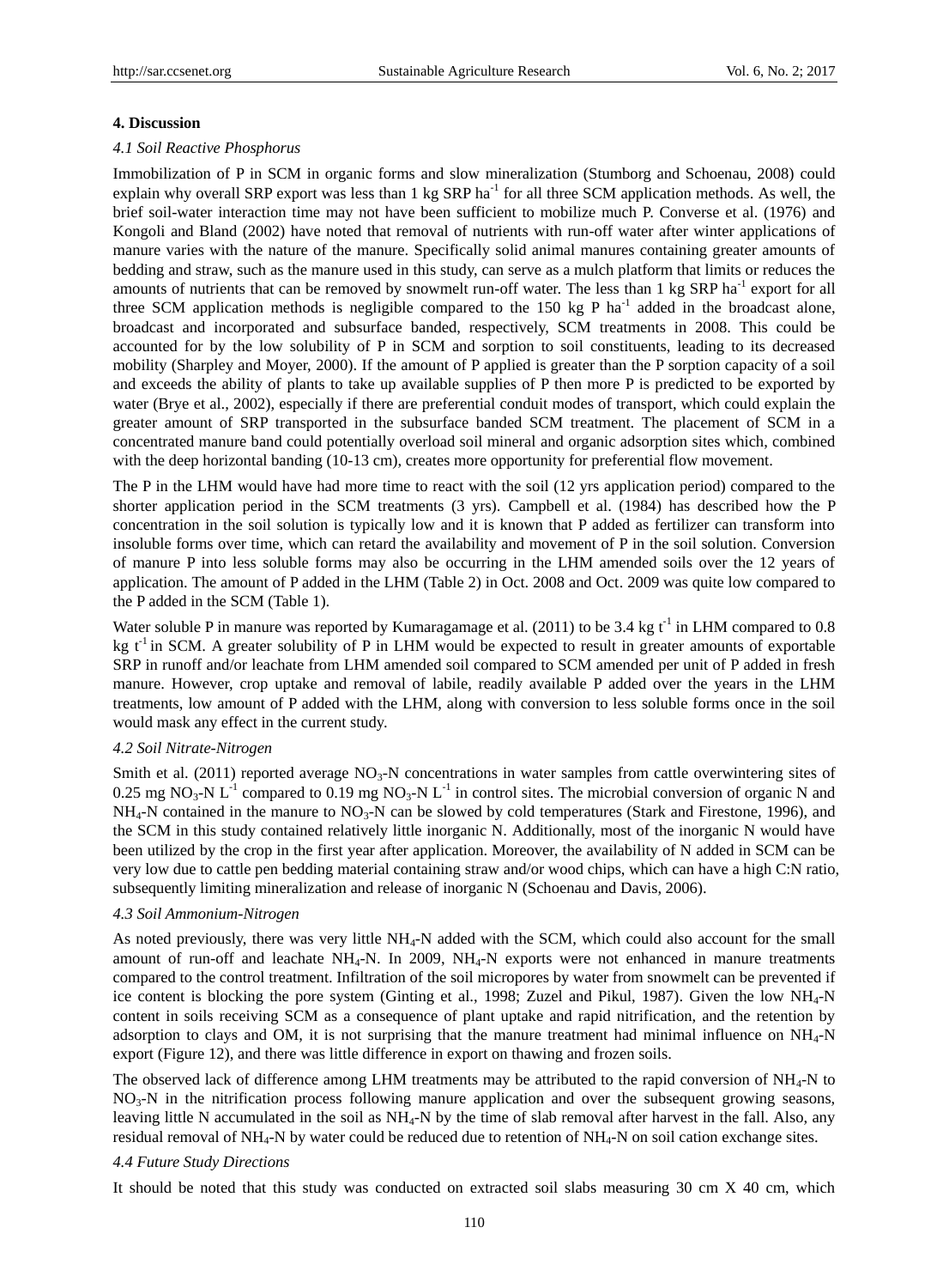## 4. Discussion

### *4.1 Soil Reactive Phosphorus*

Immobilization of P in SCM in organic forms and slow mineralization (Stumborg and Schoenau, 2008) could explain why overall SRP export was less than 1 kg SRP $ha^{-1}$ for all three SCM application methods. As well, the brief soil-water interaction time may not have been sufficient to mobilize much P. Converse et al. (1976) and Kongoli and Bland (2002) have noted that removal of nutrients with run-off water after winter applications of manure varies with the nature of the manure. Specifically solid animal manures containing greater amounts of bedding and straw, such as the manure used in this study, can serve as a mulch platform that limits or reduces the amounts of nutrients that can be removed by snowmelt run-off water. The less than 1 kg SRP $ha^{-1}$ export for all three SCM application methods is negligible compared to the 150 kg P $ha^{-1}$ added in the broadcast alone, broadcast and incorporated and subsurface banded, respectively, SCM treatments in 2008. This could be accounted for by the low solubility of P in SCM and sorption to soil constituents, leading to its decreased mobility (Sharpley and Moyer, 2000). If the amount of P applied is greater than the P sorption capacity of a soil and exceeds the ability of plants to take up available supplies of P then more P is predicted to be exported by water (Brye et al., 2002), especially if there are preferential conduit modes of transport, which could explain the greater amount of SRP transported in the subsurface banded SCM treatment. The placement of SCM in a concentrated manure band could potentially overload soil mineral and organic adsorption sites which, combined with the deep horizontal banding (10-13 cm), creates more opportunity for preferential flow movement.

The P in the LHM would have had more time to react with the soil (12 yrs application period) compared to the shorter application period in the SCM treatments (3 yrs). Campbell et al. (1984) has described how the P concentration in the soil solution is typically low and it is known that P added as fertilizer can transform into insoluble forms over time, which can retard the availability and movement of P in the soil solution. Conversion of manure P into less soluble forms may also be occurring in the LHM amended soils over the 12 years of application. The amount of P added in the LHM (Table 2) in Oct. 2008 and Oct. 2009 was quite low compared to the P added in the SCM (Table 1).

Water soluble P in manure was reported by Kumaragamage et al. (2011) to be 3.4 kg $t^{-1}$ in LHM compared to 0.8 kg $t^{-1}$ in SCM. A greater solubility of P in LHM would be expected to result in greater amounts of exportable SRP in runoff and/or leachate from LHM amended soil compared to SCM amended per unit of P added in fresh manure. However, crop uptake and removal of labile, readily available P added over the years in the LHM treatments, low amount of P added with the LHM, along with conversion to less soluble forms once in the soil would mask any effect in the current study.

### *4.2 Soil Nitrate-Nitrogen*

Smith et al. (2011) reported average $NO_3$-N concentrations in water samples from cattle overwintering sites of 0.25 mg $NO_3$-N $L^{-1}$ compared to 0.19 mg $NO_3$-N $L^{-1}$ in control sites. The microbial conversion of organic N and $NH_4$-N contained in the manure to $NO_3$-N can be slowed by cold temperatures (Stark and Firestone, 1996), and the SCM in this study contained relatively little inorganic N. Additionally, most of the inorganic N would have been utilized by the crop in the first year after application. Moreover, the availability of N added in SCM can be very low due to cattle pen bedding material containing straw and/or wood chips, which can have a high C:N ratio, subsequently limiting mineralization and release of inorganic N (Schoenau and Davis, 2006).

### *4.3 Soil Ammonium-Nitrogen*

As noted previously, there was very little $NH_4$-N added with the SCM, which could also account for the small amount of run-off and leachate $NH_4$-N. In 2009, $NH_4$-N exports were not enhanced in manure treatments compared to the control treatment. Infiltration of the soil micropores by water from snowmelt can be prevented if ice content is blocking the pore system (Ginting et al., 1998; Zuzel and Pikul, 1987). Given the low $NH_4$-N content in soils receiving SCM as a consequence of plant uptake and rapid nitrification, and the retention by adsorption to clays and OM, it is not surprising that the manure treatment had minimal influence on $NH_4$-N export (Figure 12), and there was little difference in export on thawing and frozen soils.

The observed lack of difference among LHM treatments may be attributed to the rapid conversion of $NH_4$-N to $NO_3$-N in the nitrification process following manure application and over the subsequent growing seasons, leaving little N accumulated in the soil as $NH_4$-N by the time of slab removal after harvest in the fall. Also, any residual removal of $NH_4$-N by water could be reduced due to retention of $NH_4$-N on soil cation exchange sites.

### *4.4 Future Study Directions*

It should be noted that this study was conducted on extracted soil slabs measuring 30 cm X 40 cm, which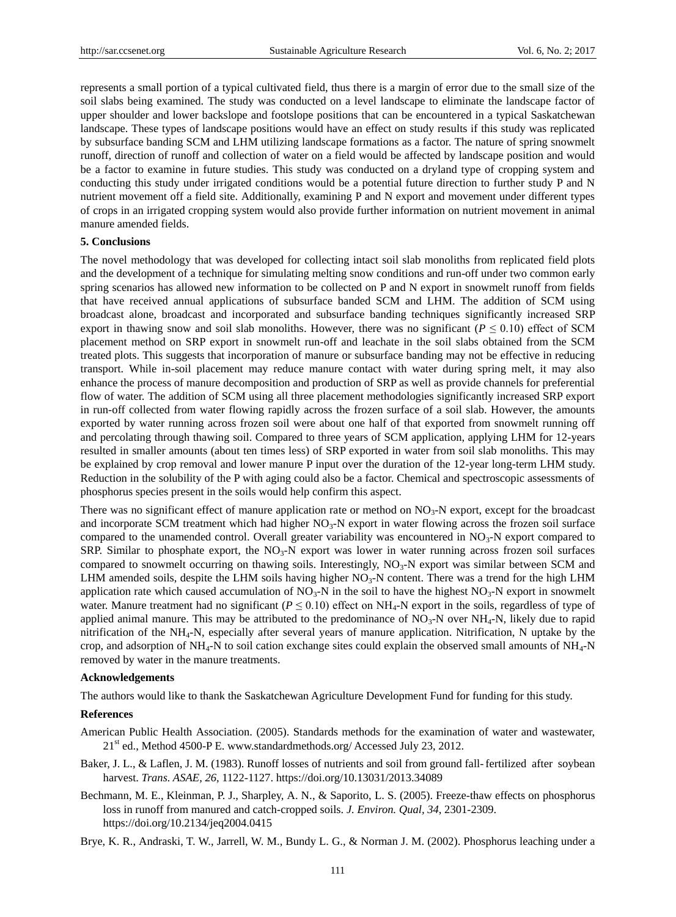represents a small portion of a typical cultivated field, thus there is a margin of error due to the small size of the soil slabs being examined. The study was conducted on a level landscape to eliminate the landscape factor of upper shoulder and lower backslope and footslope positions that can be encountered in a typical Saskatchewan landscape. These types of landscape positions would have an effect on study results if this study was replicated by subsurface banding SCM and LHM utilizing landscape formations as a factor. The nature of spring snowmelt runoff, direction of runoff and collection of water on a field would be affected by landscape position and would be a factor to examine in future studies. This study was conducted on a dryland type of cropping system and conducting this study under irrigated conditions would be a potential future direction to further study P and N nutrient movement off a field site. Additionally, examining P and N export and movement under different types of crops in an irrigated cropping system would also provide further information on nutrient movement in animal manure amended fields.

## 5. Conclusions

The novel methodology that was developed for collecting intact soil slab monoliths from replicated field plots and the development of a technique for simulating melting snow conditions and run-off under two common early spring scenarios has allowed new information to be collected on P and N export in snowmelt runoff from fields that have received annual applications of subsurface banded SCM and LHM. The addition of SCM using broadcast alone, broadcast and incorporated and subsurface banding techniques significantly increased SRP export in thawing snow and soil slab monoliths. However, there was no significant ($P \leq 0.10$) effect of SCM placement method on SRP export in snowmelt run-off and leachate in the soil slabs obtained from the SCM treated plots. This suggests that incorporation of manure or subsurface banding may not be effective in reducing transport. While in-soil placement may reduce manure contact with water during spring melt, it may also enhance the process of manure decomposition and production of SRP as well as provide channels for preferential flow of water. The addition of SCM using all three placement methodologies significantly increased SRP export in run-off collected from water flowing rapidly across the frozen surface of a soil slab. However, the amounts exported by water running across frozen soil were about one half of that exported from snowmelt running off and percolating through thawing soil. Compared to three years of SCM application, applying LHM for 12-years resulted in smaller amounts (about ten times less) of SRP exported in water from soil slab monoliths. This may be explained by crop removal and lower manure P input over the duration of the 12-year long-term LHM study. Reduction in the solubility of the P with aging could also be a factor. Chemical and spectroscopic assessments of phosphorus species present in the soils would help confirm this aspect.

There was no significant effect of manure application rate or method on $NO_3$-N export, except for the broadcast and incorporate SCM treatment which had higher $NO_3$-N export in water flowing across the frozen soil surface compared to the unamended control. Overall greater variability was encountered in $NO_3$-N export compared to SRP. Similar to phosphate export, the $NO_3$-N export was lower in water running across frozen soil surfaces compared to snowmelt occurring on thawing soils. Interestingly, $NO_3$-N export was similar between SCM and LHM amended soils, despite the LHM soils having higher $NO_3$-N content. There was a trend for the high LHM application rate which caused accumulation of $NO_3$-N in the soil to have the highest $NO_3$-N export in snowmelt water. Manure treatment had no significant ($P \leq 0.10$) effect on $NH_4$-N export in the soils, regardless of type of applied animal manure. This may be attributed to the predominance of $NO_3$-N over $NH_4$-N, likely due to rapid nitrification of the $NH_4$-N, especially after several years of manure application. Nitrification, N uptake by the crop, and adsorption of $NH_4$-N to soil cation exchange sites could explain the observed small amounts of $NH_4$-N removed by water in the manure treatments.

## Acknowledgements

The authors would like to thank the Saskatchewan Agriculture Development Fund for funding for this study.

## References

American Public Health Association. (2005). Standards methods for the examination of water and wastewater, 21st ed., Method 4500-P E. www.standardmethods.org/ Accessed July 23, 2012.

Baker, J. L., & Laflen, J. M. (1983). Runoff losses of nutrients and soil from ground fall-fertilized after soybean harvest. *Trans. ASAE*, *26*, 1122-1127. https://doi.org/10.13031/2013.34089

Bechmann, M. E., Kleinman, P. J., Sharpley, A. N., & Saporito, L. S. (2005). Freeze-thaw effects on phosphorus loss in runoff from manured and catch-cropped soils. *J. Environ. Qual*, *34*, 2301-2309. https://doi.org/10.2134/jeq2004.0415

Brye, K. R., Andraski, T. W., Jarrell, W. M., Bundy L. G., & Norman J. M. (2002). Phosphorus leaching under a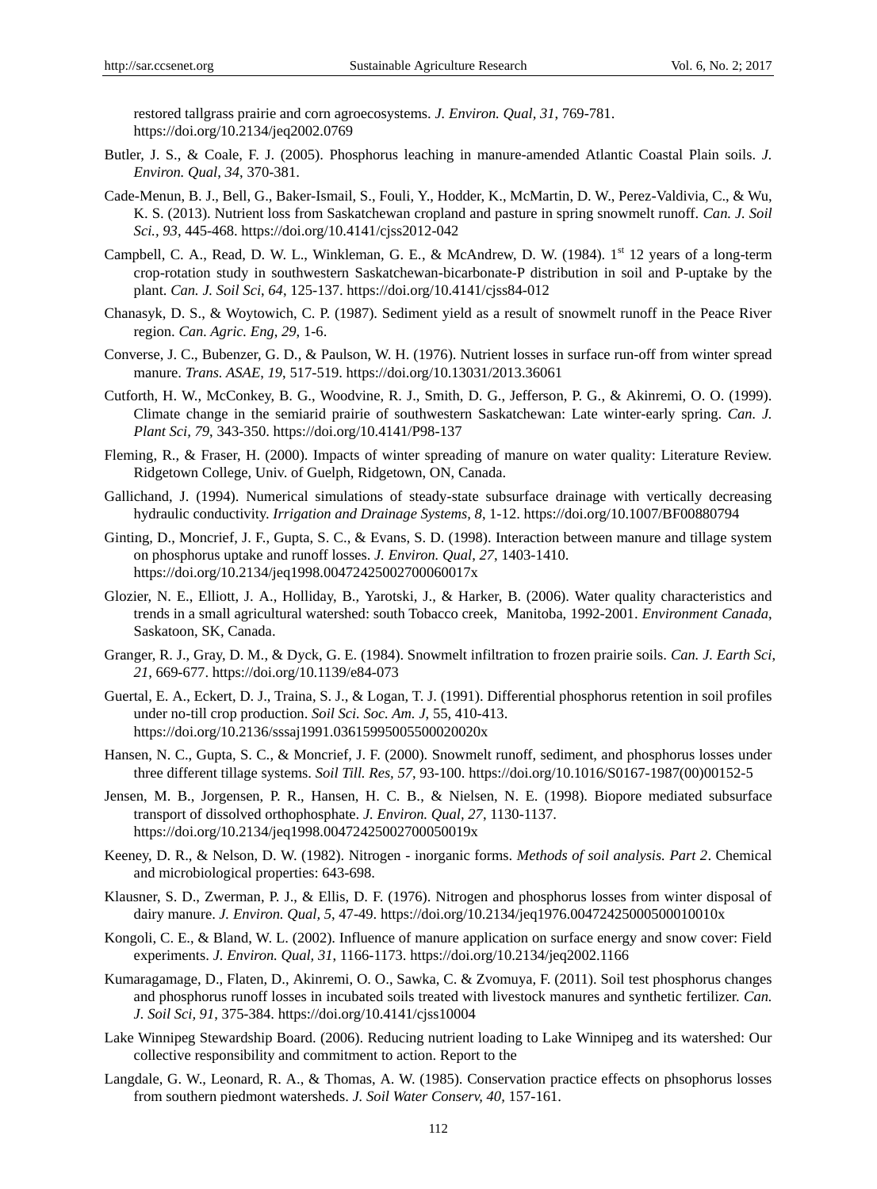restored tallgrass prairie and corn agroecosystems. *J. Environ. Qual, 31*, 769-781. https://doi.org/10.2134/jeq2002.0769

Butler, J. S., & Coale, F. J. (2005). Phosphorus leaching in manure-amended Atlantic Coastal Plain soils. *J. Environ. Qual*, *34*, 370-381.

Cade-Menun, B. J., Bell, G., Baker-Ismail, S., Fouli, Y., Hodder, K., McMartin, D. W., Perez-Valdivia, C., & Wu, K. S. (2013). Nutrient loss from Saskatchewan cropland and pasture in spring snowmelt runoff. *Can. J. Soil Sci., 93*, 445-468. https://doi.org/10.4141/cjss2012-042

Campbell, C. A., Read, D. W. L., Winkleman, G. E., & McAndrew, D. W. (1984). 1[st] 12 years of a long-term crop-rotation study in southwestern Saskatchewan-bicarbonate-P distribution in soil and P-uptake by the plant. *Can. J. Soil Sci*, *64*, 125-137. https://doi.org/10.4141/cjss84-012

Chanasyk, D. S., & Woytowich, C. P. (1987). Sediment yield as a result of snowmelt runoff in the Peace River region. *Can. Agric. Eng*, *29*, 1-6.

Converse, J. C., Bubenzer, G. D., & Paulson, W. H. (1976). Nutrient losses in surface run-off from winter spread manure. *Trans. ASAE*, *19*, 517-519. https://doi.org/10.13031/2013.36061

Cutforth, H. W., McConkey, B. G., Woodvine, R. J., Smith, D. G., Jefferson, P. G., & Akinremi, O. O. (1999). Climate change in the semiarid prairie of southwestern Saskatchewan: Late winter-early spring. *Can. J. Plant Sci, 79*, 343-350. https://doi.org/10.4141/P98-137

Fleming, R., & Fraser, H. (2000). Impacts of winter spreading of manure on water quality: Literature Review. Ridgetown College, Univ. of Guelph, Ridgetown, ON, Canada.

Gallichand, J. (1994). Numerical simulations of steady-state subsurface drainage with vertically decreasing hydraulic conductivity. *Irrigation and Drainage Systems, 8*, 1-12. https://doi.org/10.1007/BF00880794

Ginting, D., Moncrief, J. F., Gupta, S. C., & Evans, S. D. (1998). Interaction between manure and tillage system on phosphorus uptake and runoff losses. *J. Environ. Qual*, *27*, 1403-1410. https://doi.org/10.2134/jeq1998.00472425002700060017x

Glozier, N. E., Elliott, J. A., Holliday, B., Yarotski, J., & Harker, B. (2006). Water quality characteristics and trends in a small agricultural watershed: south Tobacco creek, Manitoba, 1992-2001. *Environment Canada*, Saskatoon, SK, Canada.

Granger, R. J., Gray, D. M., & Dyck, G. E. (1984). Snowmelt infiltration to frozen prairie soils. *Can. J. Earth Sci, 21*, 669-677. https://doi.org/10.1139/e84-073

Guertal, E. A., Eckert, D. J., Traina, S. J., & Logan, T. J. (1991). Differential phosphorus retention in soil profiles under no-till crop production. *Soil Sci. Soc. Am. J*, 55, 410-413. https://doi.org/10.2136/sssaj1991.03615995005500020020x

Hansen, N. C., Gupta, S. C., & Moncrief, J. F. (2000). Snowmelt runoff, sediment, and phosphorus losses under three different tillage systems. *Soil Till. Res, 57*, 93-100. https://doi.org/10.1016/S0167-1987(00)00152-5

Jensen, M. B., Jorgensen, P. R., Hansen, H. C. B., & Nielsen, N. E. (1998). Biopore mediated subsurface transport of dissolved orthophosphate. *J. Environ. Qual*, *27*, 1130-1137. https://doi.org/10.2134/jeq1998.00472425002700050019x

Keeney, D. R., & Nelson, D. W. (1982). Nitrogen - inorganic forms. *Methods of soil analysis. Part 2*. Chemical and microbiological properties: 643-698.

Klausner, S. D., Zwerman, P. J., & Ellis, D. F. (1976). Nitrogen and phosphorus losses from winter disposal of dairy manure. *J. Environ. Qual, 5*, 47-49. https://doi.org/10.2134/jeq1976.00472425000500010010x

Kongoli, C. E., & Bland, W. L. (2002). Influence of manure application on surface energy and snow cover: Field experiments. *J. Environ. Qual, 31*, 1166-1173. https://doi.org/10.2134/jeq2002.1166

Kumaragamage, D., Flaten, D., Akinremi, O. O., Sawka, C. & Zvomuya, F. (2011). Soil test phosphorus changes and phosphorus runoff losses in incubated soils treated with livestock manures and synthetic fertilizer. *Can. J. Soil Sci, 91*, 375-384. https://doi.org/10.4141/cjss10004

Lake Winnipeg Stewardship Board. (2006). Reducing nutrient loading to Lake Winnipeg and its watershed: Our collective responsibility and commitment to action. Report to the

Langdale, G. W., Leonard, R. A., & Thomas, A. W. (1985). Conservation practice effects on phsophorus losses from southern piedmont watersheds. *J. Soil Water Conserv, 40*, 157-161.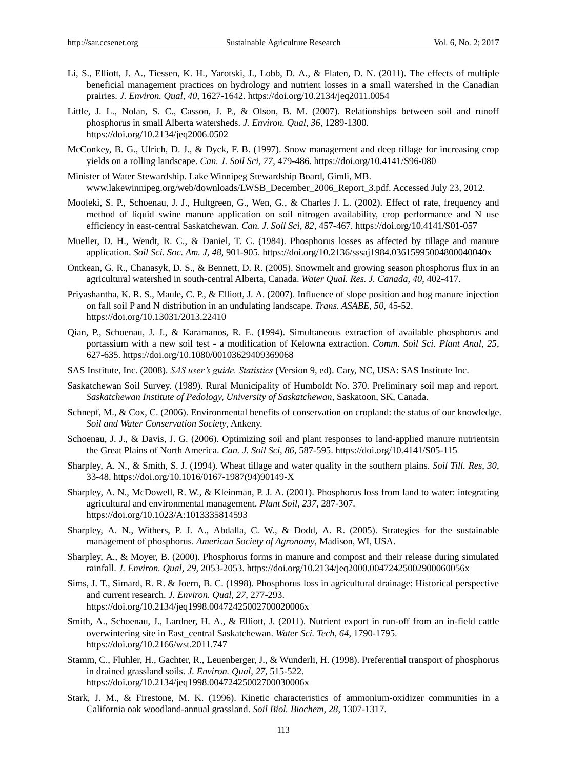Li, S., Elliott, J. A., Tiessen, K. H., Yarotski, J., Lobb, D. A., & Flaten, D. N. (2011). The effects of multiple beneficial management practices on hydrology and nutrient losses in a small watershed in the Canadian prairies. *J. Environ. Qual, 40*, 1627-1642. https://doi.org/10.2134/jeq2011.0054

Little, J. L., Nolan, S. C., Casson, J. P., & Olson, B. M. (2007). Relationships between soil and runoff phosphorus in small Alberta watersheds. *J. Environ. Qual, 36*, 1289-1300. https://doi.org/10.2134/jeq2006.0502

McConkey, B. G., Ulrich, D. J., & Dyck, F. B. (1997). Snow management and deep tillage for increasing crop yields on a rolling landscape. *Can. J. Soil Sci, 77*, 479-486. https://doi.org/10.4141/S96-080

Minister of Water Stewardship. Lake Winnipeg Stewardship Board, Gimli, MB. www.lakewinnipeg.org/web/downloads/LWSB_December_2006_Report_3.pdf. Accessed July 23, 2012.

Mooleki, S. P., Schoenau, J. J., Hultgreen, G., Wen, G., & Charles J. L. (2002). Effect of rate, frequency and method of liquid swine manure application on soil nitrogen availability, crop performance and N use efficiency in east-central Saskatchewan. *Can. J. Soil Sci, 82*, 457-467. https://doi.org/10.4141/S01-057

Mueller, D. H., Wendt, R. C., & Daniel, T. C. (1984). Phosphorus losses as affected by tillage and manure application. *Soil Sci. Soc. Am. J, 48*, 901-905. https://doi.org/10.2136/sssaj1984.03615995004800040040x

Ontkean, G. R., Chanasyk, D. S., & Bennett, D. R. (2005). Snowmelt and growing season phosphorus flux in an agricultural watershed in south-central Alberta, Canada. *Water Qual. Res. J. Canada, 40*, 402-417.

Priyashantha, K. R. S., Maule, C. P., & Elliott, J. A. (2007). Influence of slope position and hog manure injection on fall soil P and N distribution in an undulating landscape. *Trans. ASABE, 50*, 45-52. https://doi.org/10.13031/2013.22410

Qian, P., Schoenau, J. J., & Karamanos, R. E. (1994). Simultaneous extraction of available phosphorus and portassium with a new soil test - a modification of Kelowna extraction. *Comm. Soil Sci. Plant Anal, 25*, 627-635. https://doi.org/10.1080/00103629409369068

SAS Institute, Inc. (2008). *SAS user's guide. Statistics* (Version 9, ed). Cary, NC, USA: SAS Institute Inc.

Saskatchewan Soil Survey. (1989). Rural Municipality of Humboldt No. 370. Preliminary soil map and report. *Saskatchewan Institute of Pedology, University of Saskatchewan*, Saskatoon, SK, Canada.

Schnepf, M., & Cox, C. (2006). Environmental benefits of conservation on cropland: the status of our knowledge. *Soil and Water Conservation Society*, Ankeny.

Schoenau, J. J., & Davis, J. G. (2006). Optimizing soil and plant responses to land-applied manure nutrientsin the Great Plains of North America. *Can. J. Soil Sci, 86*, 587-595. https://doi.org/10.4141/S05-115

Sharpley, A. N., & Smith, S. J. (1994). Wheat tillage and water quality in the southern plains. *Soil Till. Res, 30*, 33-48. https://doi.org/10.1016/0167-1987(94)90149-X

Sharpley, A. N., McDowell, R. W., & Kleinman, P. J. A. (2001). Phosphorus loss from land to water: integrating agricultural and environmental management. *Plant Soil, 237*, 287-307. https://doi.org/10.1023/A:1013335814593

Sharpley, A. N., Withers, P. J. A., Abdalla, C. W., & Dodd, A. R. (2005). Strategies for the sustainable management of phosphorus. *American Society of Agronomy*, Madison, WI, USA.

Sharpley, A., & Moyer, B. (2000). Phosphorus forms in manure and compost and their release during simulated rainfall. *J. Environ. Qual, 29*, 2053-2053. https://doi.org/10.2134/jeq2000.00472425002900060056x

Sims, J. T., Simard, R. R. & Joern, B. C. (1998). Phosphorus loss in agricultural drainage: Historical perspective and current research. *J. Environ. Qual, 27*, 277-293. https://doi.org/10.2134/jeq1998.00472425002700020006x

Smith, A., Schoenau, J., Lardner, H. A., & Elliott, J. (2011). Nutrient export in run-off from an in-field cattle overwintering site in East_central Saskatchewan. *Water Sci. Tech, 64*, 1790-1795. https://doi.org/10.2166/wst.2011.747

Stamm, C., Fluhler, H., Gachter, R., Leuenberger, J., & Wunderli, H. (1998). Preferential transport of phosphorus in drained grassland soils. *J. Environ. Qual, 27*, 515-522. https://doi.org/10.2134/jeq1998.00472425002700030006x

Stark, J. M., & Firestone, M. K. (1996). Kinetic characteristics of ammonium-oxidizer communities in a California oak woodland-annual grassland. *Soil Biol. Biochem, 28*, 1307-1317.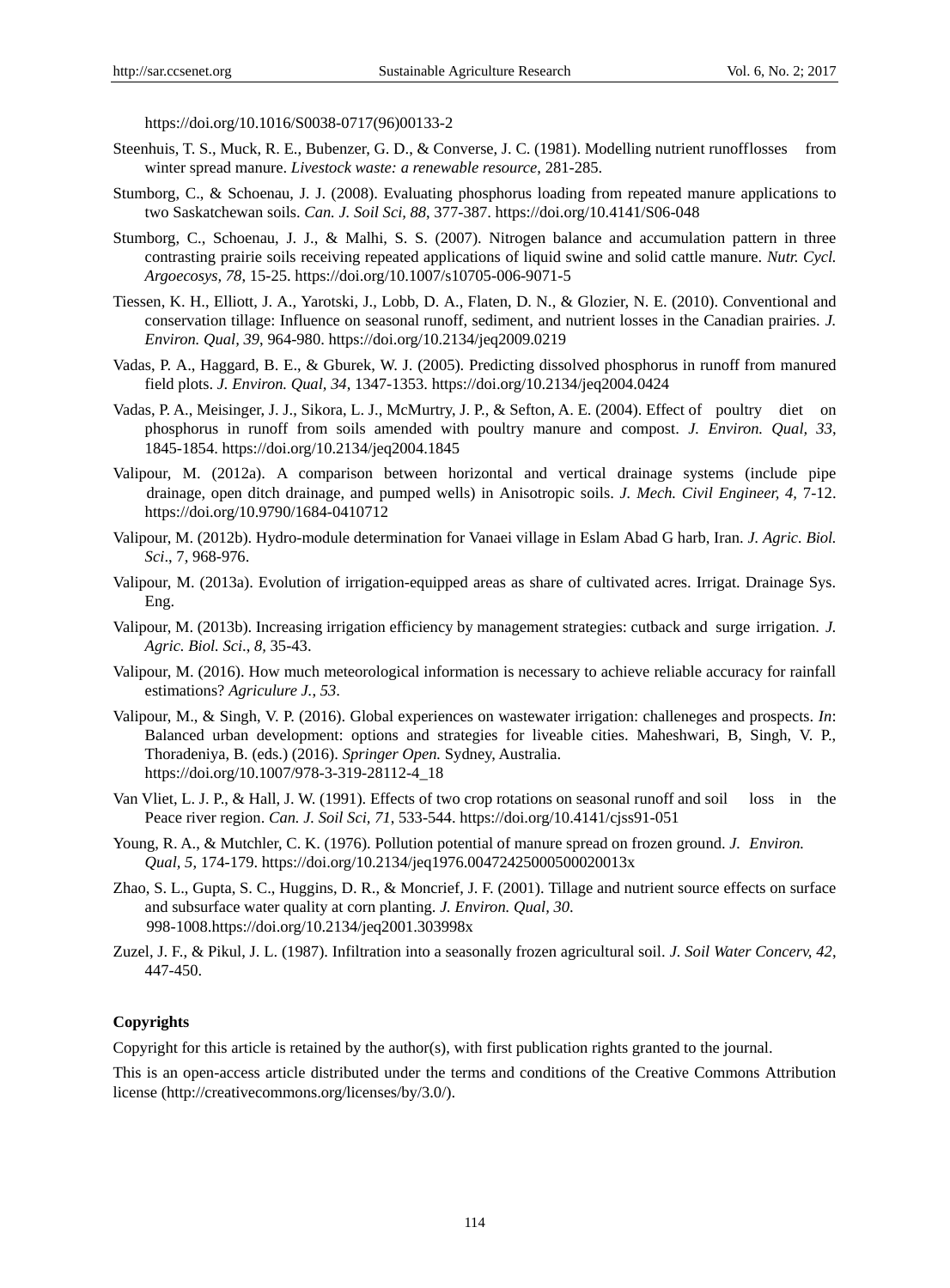https://doi.org/10.1016/S0038-0717(96)00133-2

Steenhuis, T. S., Muck, R. E., Bubenzer, G. D., & Converse, J. C. (1981). Modelling nutrient runofflosses from winter spread manure. *Livestock waste: a renewable resource*, 281-285.

Stumborg, C., & Schoenau, J. J. (2008). Evaluating phosphorus loading from repeated manure applications to two Saskatchewan soils. *Can. J. Soil Sci, 88*, 377-387. https://doi.org/10.4141/S06-048

Stumborg, C., Schoenau, J. J., & Malhi, S. S. (2007). Nitrogen balance and accumulation pattern in three contrasting prairie soils receiving repeated applications of liquid swine and solid cattle manure. *Nutr. Cycl. Argoecosys, 78*, 15-25. https://doi.org/10.1007/s10705-006-9071-5

Tiessen, K. H., Elliott, J. A., Yarotski, J., Lobb, D. A., Flaten, D. N., & Glozier, N. E. (2010). Conventional and conservation tillage: Influence on seasonal runoff, sediment, and nutrient losses in the Canadian prairies. *J. Environ. Qual, 39*, 964-980. https://doi.org/10.2134/jeq2009.0219

Vadas, P. A., Haggard, B. E., & Gburek, W. J. (2005). Predicting dissolved phosphorus in runoff from manured field plots. *J. Environ. Qual, 34*, 1347-1353. https://doi.org/10.2134/jeq2004.0424

Vadas, P. A., Meisinger, J. J., Sikora, L. J., McMurtry, J. P., & Sefton, A. E. (2004). Effect of poultry diet on phosphorus in runoff from soils amended with poultry manure and compost. *J. Environ. Qual, 33*, 1845-1854. https://doi.org/10.2134/jeq2004.1845

Valipour, M. (2012a). A comparison between horizontal and vertical drainage systems (include pipe drainage, open ditch drainage, and pumped wells) in Anisotropic soils. *J. Mech. Civil Engineer, 4,* 7-12. https://doi.org/10.9790/1684-0410712

Valipour, M. (2012b). Hydro-module determination for Vanaei village in Eslam Abad G harb, Iran. *J. Agric. Biol. Sci*., 7, 968-976.

Valipour, M. (2013a). Evolution of irrigation-equipped areas as share of cultivated acres. Irrigat. Drainage Sys. Eng.

Valipour, M. (2013b). Increasing irrigation efficiency by management strategies: cutback and surge irrigation. *J. Agric. Biol. Sci., 8,* 35-43.

Valipour, M. (2016). How much meteorological information is necessary to achieve reliable accuracy for rainfall estimations? *Agriculure J., 53*.

Valipour, M., & Singh, V. P. (2016). Global experiences on wastewater irrigation: challeneges and prospects. *In*: Balanced urban development: options and strategies for liveable cities. Maheshwari, B, Singh, V. P., Thoradeniya, B. (eds.) (2016). *Springer Open.* Sydney, Australia. https://doi.org/10.1007/978-3-319-28112-4_18

Van Vliet, L. J. P., & Hall, J. W. (1991). Effects of two crop rotations on seasonal runoff and soil loss in the Peace river region. *Can. J. Soil Sci, 71*, 533-544. https://doi.org/10.4141/cjss91-051

Young, R. A., & Mutchler, C. K. (1976). Pollution potential of manure spread on frozen ground. *J. Environ. Qual, 5*, 174-179. https://doi.org/10.2134/jeq1976.00472425000500020013x

Zhao, S. L., Gupta, S. C., Huggins, D. R., & Moncrief, J. F. (2001). Tillage and nutrient source effects on surface and subsurface water quality at corn planting. *J. Environ. Qual, 30*. 998-1008.https://doi.org/10.2134/jeq2001.303998x

Zuzel, J. F., & Pikul, J. L. (1987). Infiltration into a seasonally frozen agricultural soil. *J. Soil Water Concerv, 42*, 447-450.

**Copyrights**

Copyright for this article is retained by the author(s), with first publication rights granted to the journal.

This is an open-access article distributed under the terms and conditions of the Creative Commons Attribution license (http://creativecommons.org/licenses/by/3.0/).